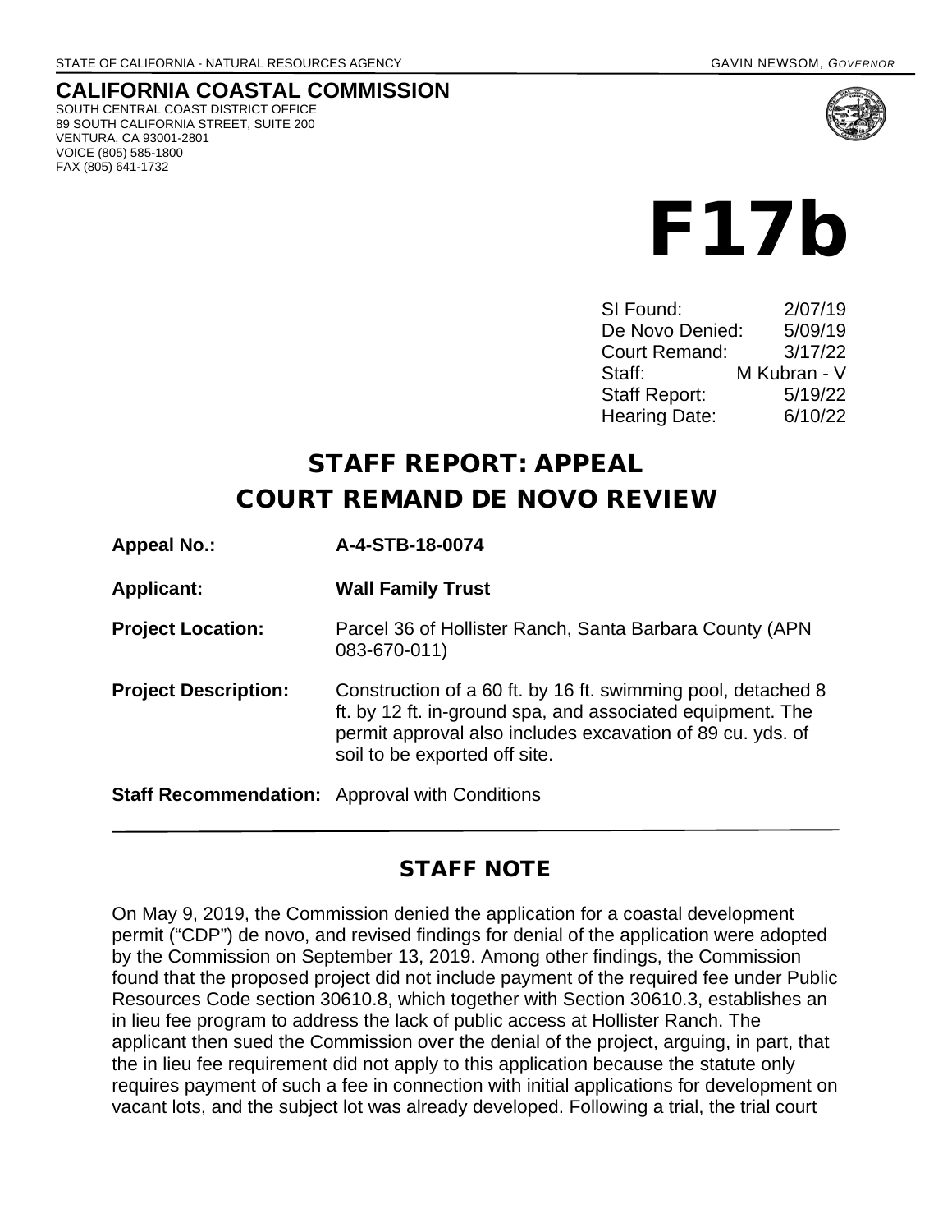STATE OF CALIFORNIA - NATURAL RESOURCES AGENCY GAVIN NEWSOM, *GOVERNOR*

**CALIFORNIA COASTAL COMMISSION**
SOUTH CENTRAL COAST DISTRICT OFFICE
89 SOUTH CALIFORNIA STREET, SUITE 200
VENTURA, CA 93001-2801
VOICE (805) 585-1800
FAX (805) 641-1732

# F17b

| | |
|---|---|
| SI Found: | 2/07/19 |
| De Novo Denied: | 5/09/19 |
| Court Remand: | 3/17/22 |
| Staff: | M Kubran - V |
| Staff Report: | 5/19/22 |
| Hearing Date: | 6/10/22 |

## STAFF REPORT: APPEAL
## COURT REMAND DE NOVO REVIEW

**Appeal No.:** **A-4-STB-18-0074**

**Applicant:** **Wall Family Trust**

**Project Location:** Parcel 36 of Hollister Ranch, Santa Barbara County (APN 083-670-011)

**Project Description:** Construction of a 60 ft. by 16 ft. swimming pool, detached 8 ft. by 12 ft. in-ground spa, and associated equipment. The permit approval also includes excavation of 89 cu. yds. of soil to be exported off site.

**Staff Recommendation:** Approval with Conditions

## STAFF NOTE

On May 9, 2019, the Commission denied the application for a coastal development permit ("CDP") de novo, and revised findings for denial of the application were adopted by the Commission on September 13, 2019. Among other findings, the Commission found that the proposed project did not include payment of the required fee under Public Resources Code section 30610.8, which together with Section 30610.3, establishes an in lieu fee program to address the lack of public access at Hollister Ranch. The applicant then sued the Commission over the denial of the project, arguing, in part, that the in lieu fee requirement did not apply to this application because the statute only requires payment of such a fee in connection with initial applications for development on vacant lots, and the subject lot was already developed. Following a trial, the trial court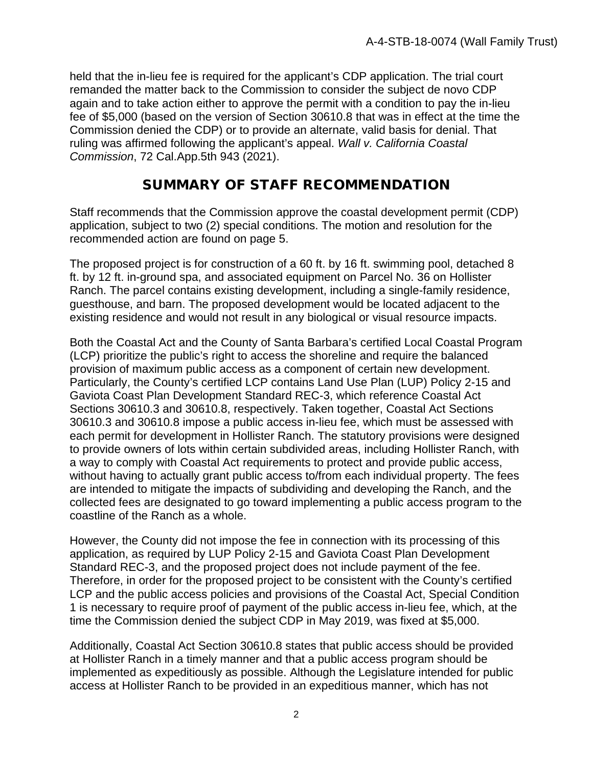held that the in-lieu fee is required for the applicant's CDP application. The trial court remanded the matter back to the Commission to consider the subject de novo CDP again and to take action either to approve the permit with a condition to pay the in-lieu fee of $5,000 (based on the version of Section 30610.8 that was in effect at the time the Commission denied the CDP) or to provide an alternate, valid basis for denial. That ruling was affirmed following the applicant's appeal. *Wall v. California Coastal Commission*, 72 Cal.App.5th 943 (2021).

## SUMMARY OF STAFF RECOMMENDATION

Staff recommends that the Commission approve the coastal development permit (CDP) application, subject to two (2) special conditions. The motion and resolution for the recommended action are found on page 5.

The proposed project is for construction of a 60 ft. by 16 ft. swimming pool, detached 8 ft. by 12 ft. in-ground spa, and associated equipment on Parcel No. 36 on Hollister Ranch. The parcel contains existing development, including a single-family residence, guesthouse, and barn. The proposed development would be located adjacent to the existing residence and would not result in any biological or visual resource impacts.

Both the Coastal Act and the County of Santa Barbara's certified Local Coastal Program (LCP) prioritize the public's right to access the shoreline and require the balanced provision of maximum public access as a component of certain new development. Particularly, the County's certified LCP contains Land Use Plan (LUP) Policy 2-15 and Gaviota Coast Plan Development Standard REC-3, which reference Coastal Act Sections 30610.3 and 30610.8, respectively. Taken together, Coastal Act Sections 30610.3 and 30610.8 impose a public access in-lieu fee, which must be assessed with each permit for development in Hollister Ranch. The statutory provisions were designed to provide owners of lots within certain subdivided areas, including Hollister Ranch, with a way to comply with Coastal Act requirements to protect and provide public access, without having to actually grant public access to/from each individual property. The fees are intended to mitigate the impacts of subdividing and developing the Ranch, and the collected fees are designated to go toward implementing a public access program to the coastline of the Ranch as a whole.

However, the County did not impose the fee in connection with its processing of this application, as required by LUP Policy 2-15 and Gaviota Coast Plan Development Standard REC-3, and the proposed project does not include payment of the fee. Therefore, in order for the proposed project to be consistent with the County's certified LCP and the public access policies and provisions of the Coastal Act, Special Condition 1 is necessary to require proof of payment of the public access in-lieu fee, which, at the time the Commission denied the subject CDP in May 2019, was fixed at $5,000.

Additionally, Coastal Act Section 30610.8 states that public access should be provided at Hollister Ranch in a timely manner and that a public access program should be implemented as expeditiously as possible. Although the Legislature intended for public access at Hollister Ranch to be provided in an expeditious manner, which has not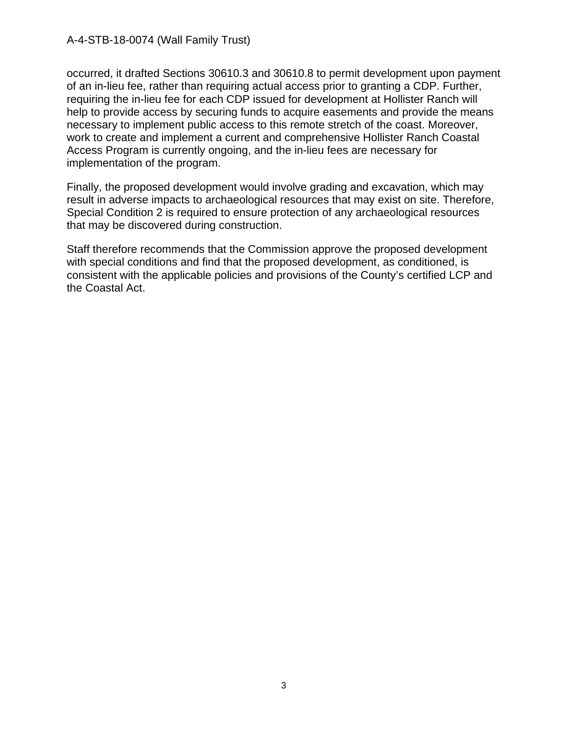occurred, it drafted Sections 30610.3 and 30610.8 to permit development upon payment of an in-lieu fee, rather than requiring actual access prior to granting a CDP. Further, requiring the in-lieu fee for each CDP issued for development at Hollister Ranch will help to provide access by securing funds to acquire easements and provide the means necessary to implement public access to this remote stretch of the coast. Moreover, work to create and implement a current and comprehensive Hollister Ranch Coastal Access Program is currently ongoing, and the in-lieu fees are necessary for implementation of the program.

Finally, the proposed development would involve grading and excavation, which may result in adverse impacts to archaeological resources that may exist on site. Therefore, Special Condition 2 is required to ensure protection of any archaeological resources that may be discovered during construction.

Staff therefore recommends that the Commission approve the proposed development with special conditions and find that the proposed development, as conditioned, is consistent with the applicable policies and provisions of the County's certified LCP and the Coastal Act.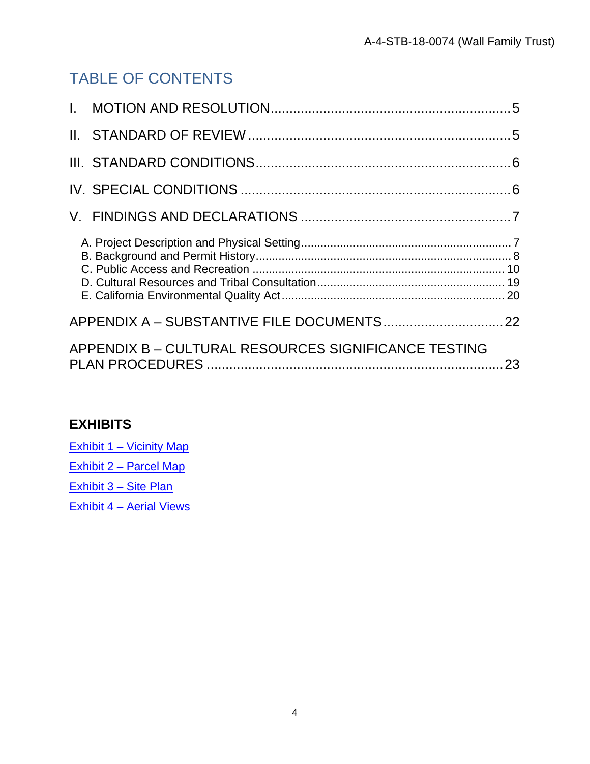# TABLE OF CONTENTS

I. MOTION AND RESOLUTION ............................................................. 5

II. STANDARD OF REVIEW ................................................................... 5

III. STANDARD CONDITIONS ................................................................ 6

IV. SPECIAL CONDITIONS ................................................................... 6

V. FINDINGS AND DECLARATIONS ...................................................... 7

- A. Project Description and Physical Setting ............................................... 7
- B. Background and Permit History ............................................................ 8
- C. Public Access and Recreation ............................................................ 10
- D. Cultural Resources and Tribal Consultation ........................................ 19
- E. California Environmental Quality Act ................................................... 20

APPENDIX A – SUBSTANTIVE FILE DOCUMENTS ................................ 22

APPENDIX B – CULTURAL RESOURCES SIGNIFICANCE TESTING PLAN PROCEDURES ............................................................................ 23

## EXHIBITS

Exhibit 1 – Vicinity Map

Exhibit 2 – Parcel Map

Exhibit 3 – Site Plan

Exhibit 4 – Aerial Views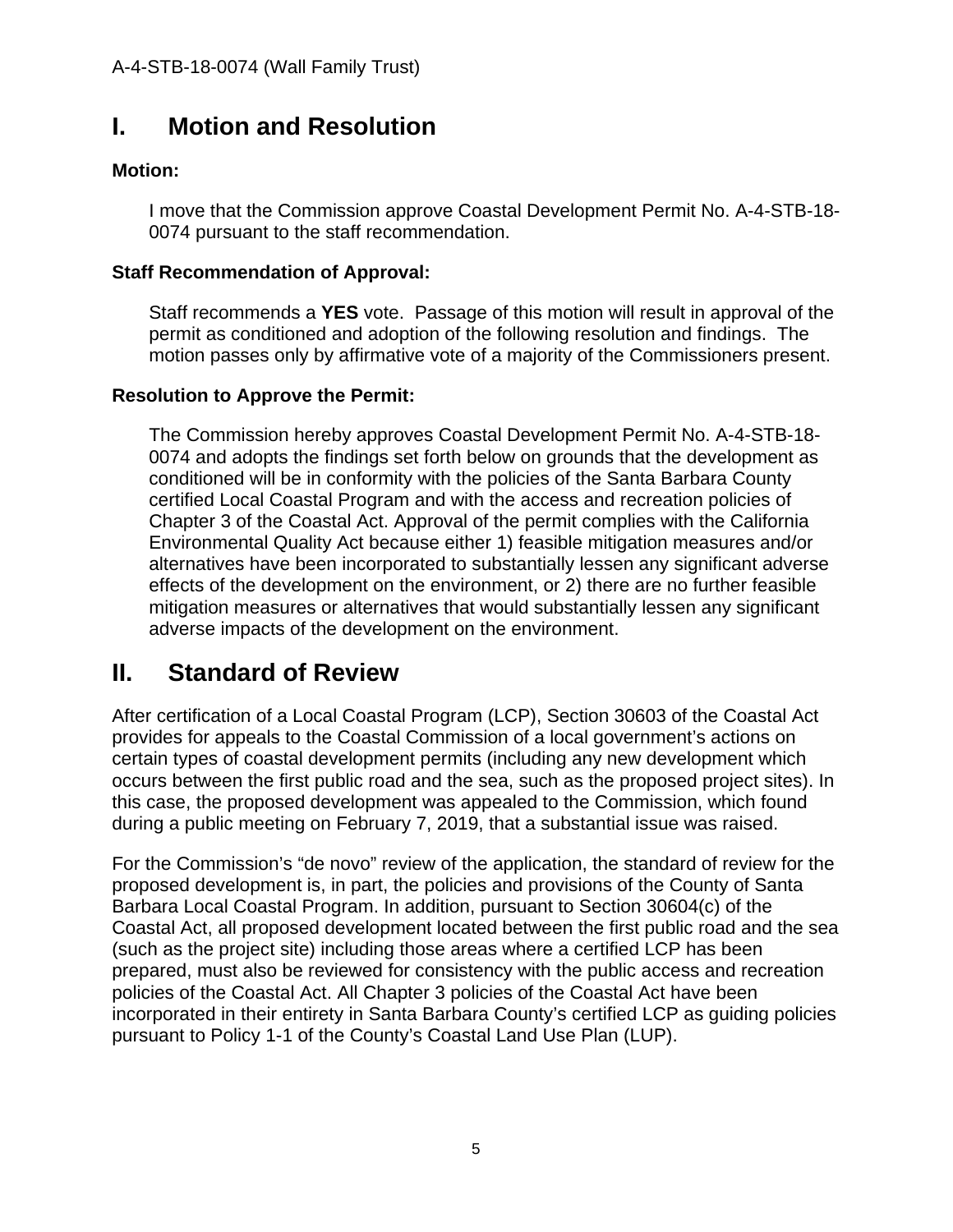# I. Motion and Resolution

**Motion:**

I move that the Commission approve Coastal Development Permit No. A-4-STB-18-0074 pursuant to the staff recommendation.

**Staff Recommendation of Approval:**

Staff recommends a **YES** vote. Passage of this motion will result in approval of the permit as conditioned and adoption of the following resolution and findings. The motion passes only by affirmative vote of a majority of the Commissioners present.

**Resolution to Approve the Permit:**

The Commission hereby approves Coastal Development Permit No. A-4-STB-18-0074 and adopts the findings set forth below on grounds that the development as conditioned will be in conformity with the policies of the Santa Barbara County certified Local Coastal Program and with the access and recreation policies of Chapter 3 of the Coastal Act. Approval of the permit complies with the California Environmental Quality Act because either 1) feasible mitigation measures and/or alternatives have been incorporated to substantially lessen any significant adverse effects of the development on the environment, or 2) there are no further feasible mitigation measures or alternatives that would substantially lessen any significant adverse impacts of the development on the environment.

# II. Standard of Review

After certification of a Local Coastal Program (LCP), Section 30603 of the Coastal Act provides for appeals to the Coastal Commission of a local government's actions on certain types of coastal development permits (including any new development which occurs between the first public road and the sea, such as the proposed project sites). In this case, the proposed development was appealed to the Commission, which found during a public meeting on February 7, 2019, that a substantial issue was raised.

For the Commission's "de novo" review of the application, the standard of review for the proposed development is, in part, the policies and provisions of the County of Santa Barbara Local Coastal Program. In addition, pursuant to Section 30604(c) of the Coastal Act, all proposed development located between the first public road and the sea (such as the project site) including those areas where a certified LCP has been prepared, must also be reviewed for consistency with the public access and recreation policies of the Coastal Act. All Chapter 3 policies of the Coastal Act have been incorporated in their entirety in Santa Barbara County's certified LCP as guiding policies pursuant to Policy 1-1 of the County's Coastal Land Use Plan (LUP).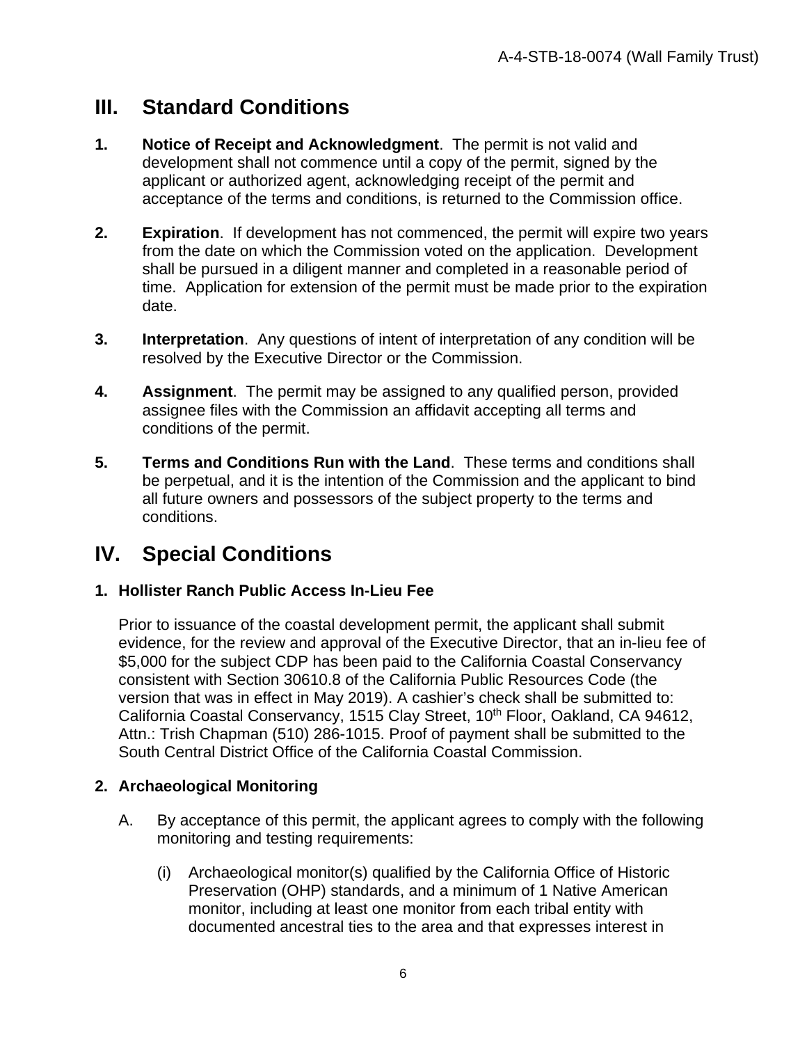## III. Standard Conditions

**1. Notice of Receipt and Acknowledgment**. The permit is not valid and development shall not commence until a copy of the permit, signed by the applicant or authorized agent, acknowledging receipt of the permit and acceptance of the terms and conditions, is returned to the Commission office.

**2. Expiration**. If development has not commenced, the permit will expire two years from the date on which the Commission voted on the application. Development shall be pursued in a diligent manner and completed in a reasonable period of time. Application for extension of the permit must be made prior to the expiration date.

**3. Interpretation**. Any questions of intent of interpretation of any condition will be resolved by the Executive Director or the Commission.

**4. Assignment**. The permit may be assigned to any qualified person, provided assignee files with the Commission an affidavit accepting all terms and conditions of the permit.

**5. Terms and Conditions Run with the Land**. These terms and conditions shall be perpetual, and it is the intention of the Commission and the applicant to bind all future owners and possessors of the subject property to the terms and conditions.

## IV. Special Conditions

### 1. Hollister Ranch Public Access In-Lieu Fee

Prior to issuance of the coastal development permit, the applicant shall submit evidence, for the review and approval of the Executive Director, that an in-lieu fee of $5,000 for the subject CDP has been paid to the California Coastal Conservancy consistent with Section 30610.8 of the California Public Resources Code (the version that was in effect in May 2019). A cashier's check shall be submitted to: California Coastal Conservancy, 1515 Clay Street, 10th Floor, Oakland, CA 94612, Attn.: Trish Chapman (510) 286-1015. Proof of payment shall be submitted to the South Central District Office of the California Coastal Commission.

### 2. Archaeological Monitoring

A. By acceptance of this permit, the applicant agrees to comply with the following monitoring and testing requirements:

(i) Archaeological monitor(s) qualified by the California Office of Historic Preservation (OHP) standards, and a minimum of 1 Native American monitor, including at least one monitor from each tribal entity with documented ancestral ties to the area and that expresses interest in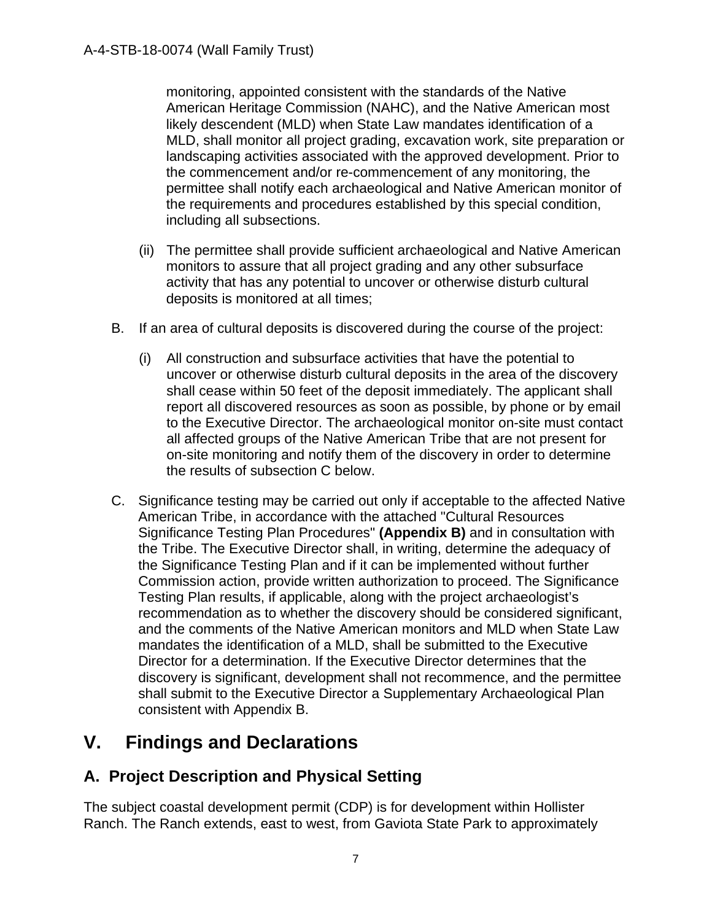monitoring, appointed consistent with the standards of the Native American Heritage Commission (NAHC), and the Native American most likely descendent (MLD) when State Law mandates identification of a MLD, shall monitor all project grading, excavation work, site preparation or landscaping activities associated with the approved development. Prior to the commencement and/or re-commencement of any monitoring, the permittee shall notify each archaeological and Native American monitor of the requirements and procedures established by this special condition, including all subsections.

(ii) The permittee shall provide sufficient archaeological and Native American monitors to assure that all project grading and any other subsurface activity that has any potential to uncover or otherwise disturb cultural deposits is monitored at all times;

B. If an area of cultural deposits is discovered during the course of the project:

(i) All construction and subsurface activities that have the potential to uncover or otherwise disturb cultural deposits in the area of the discovery shall cease within 50 feet of the deposit immediately. The applicant shall report all discovered resources as soon as possible, by phone or by email to the Executive Director. The archaeological monitor on-site must contact all affected groups of the Native American Tribe that are not present for on-site monitoring and notify them of the discovery in order to determine the results of subsection C below.

C. Significance testing may be carried out only if acceptable to the affected Native American Tribe, in accordance with the attached "Cultural Resources Significance Testing Plan Procedures" **(Appendix B)** and in consultation with the Tribe. The Executive Director shall, in writing, determine the adequacy of the Significance Testing Plan and if it can be implemented without further Commission action, provide written authorization to proceed. The Significance Testing Plan results, if applicable, along with the project archaeologist's recommendation as to whether the discovery should be considered significant, and the comments of the Native American monitors and MLD when State Law mandates the identification of a MLD, shall be submitted to the Executive Director for a determination. If the Executive Director determines that the discovery is significant, development shall not recommence, and the permittee shall submit to the Executive Director a Supplementary Archaeological Plan consistent with Appendix B.

# V. Findings and Declarations

## A. Project Description and Physical Setting

The subject coastal development permit (CDP) is for development within Hollister Ranch. The Ranch extends, east to west, from Gaviota State Park to approximately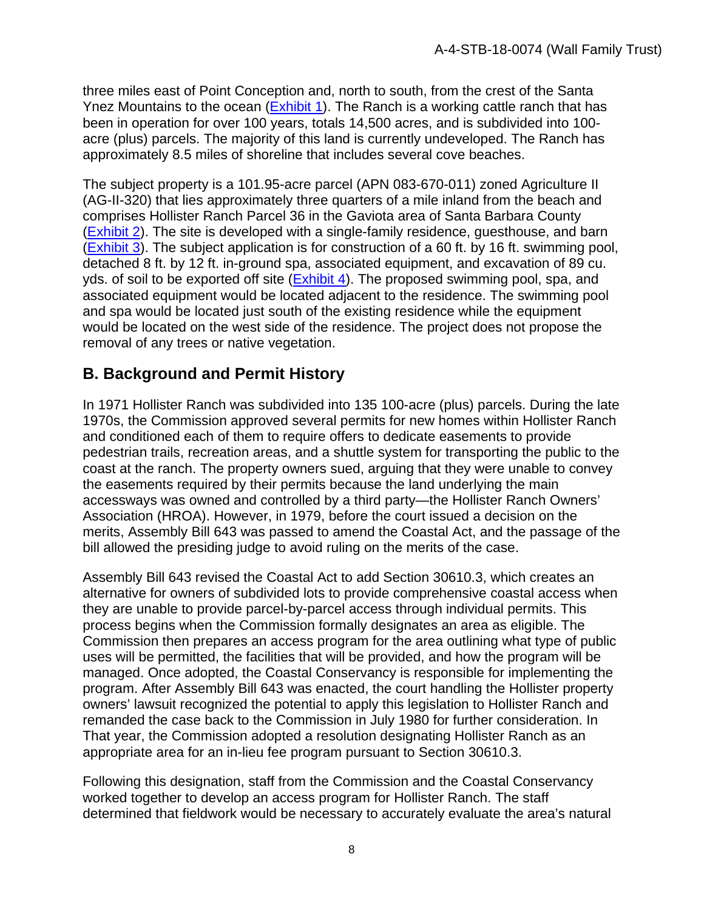three miles east of Point Conception and, north to south, from the crest of the Santa Ynez Mountains to the ocean (Exhibit 1). The Ranch is a working cattle ranch that has been in operation for over 100 years, totals 14,500 acres, and is subdivided into 100-acre (plus) parcels. The majority of this land is currently undeveloped. The Ranch has approximately 8.5 miles of shoreline that includes several cove beaches.

The subject property is a 101.95-acre parcel (APN 083-670-011) zoned Agriculture II (AG-II-320) that lies approximately three quarters of a mile inland from the beach and comprises Hollister Ranch Parcel 36 in the Gaviota area of Santa Barbara County (Exhibit 2). The site is developed with a single-family residence, guesthouse, and barn (Exhibit 3). The subject application is for construction of a 60 ft. by 16 ft. swimming pool, detached 8 ft. by 12 ft. in-ground spa, associated equipment, and excavation of 89 cu. yds. of soil to be exported off site (Exhibit 4). The proposed swimming pool, spa, and associated equipment would be located adjacent to the residence. The swimming pool and spa would be located just south of the existing residence while the equipment would be located on the west side of the residence. The project does not propose the removal of any trees or native vegetation.

## B. Background and Permit History

In 1971 Hollister Ranch was subdivided into 135 100-acre (plus) parcels. During the late 1970s, the Commission approved several permits for new homes within Hollister Ranch and conditioned each of them to require offers to dedicate easements to provide pedestrian trails, recreation areas, and a shuttle system for transporting the public to the coast at the ranch. The property owners sued, arguing that they were unable to convey the easements required by their permits because the land underlying the main accessways was owned and controlled by a third party—the Hollister Ranch Owners' Association (HROA). However, in 1979, before the court issued a decision on the merits, Assembly Bill 643 was passed to amend the Coastal Act, and the passage of the bill allowed the presiding judge to avoid ruling on the merits of the case.

Assembly Bill 643 revised the Coastal Act to add Section 30610.3, which creates an alternative for owners of subdivided lots to provide comprehensive coastal access when they are unable to provide parcel-by-parcel access through individual permits. This process begins when the Commission formally designates an area as eligible. The Commission then prepares an access program for the area outlining what type of public uses will be permitted, the facilities that will be provided, and how the program will be managed. Once adopted, the Coastal Conservancy is responsible for implementing the program. After Assembly Bill 643 was enacted, the court handling the Hollister property owners' lawsuit recognized the potential to apply this legislation to Hollister Ranch and remanded the case back to the Commission in July 1980 for further consideration. In That year, the Commission adopted a resolution designating Hollister Ranch as an appropriate area for an in-lieu fee program pursuant to Section 30610.3.

Following this designation, staff from the Commission and the Coastal Conservancy worked together to develop an access program for Hollister Ranch. The staff determined that fieldwork would be necessary to accurately evaluate the area's natural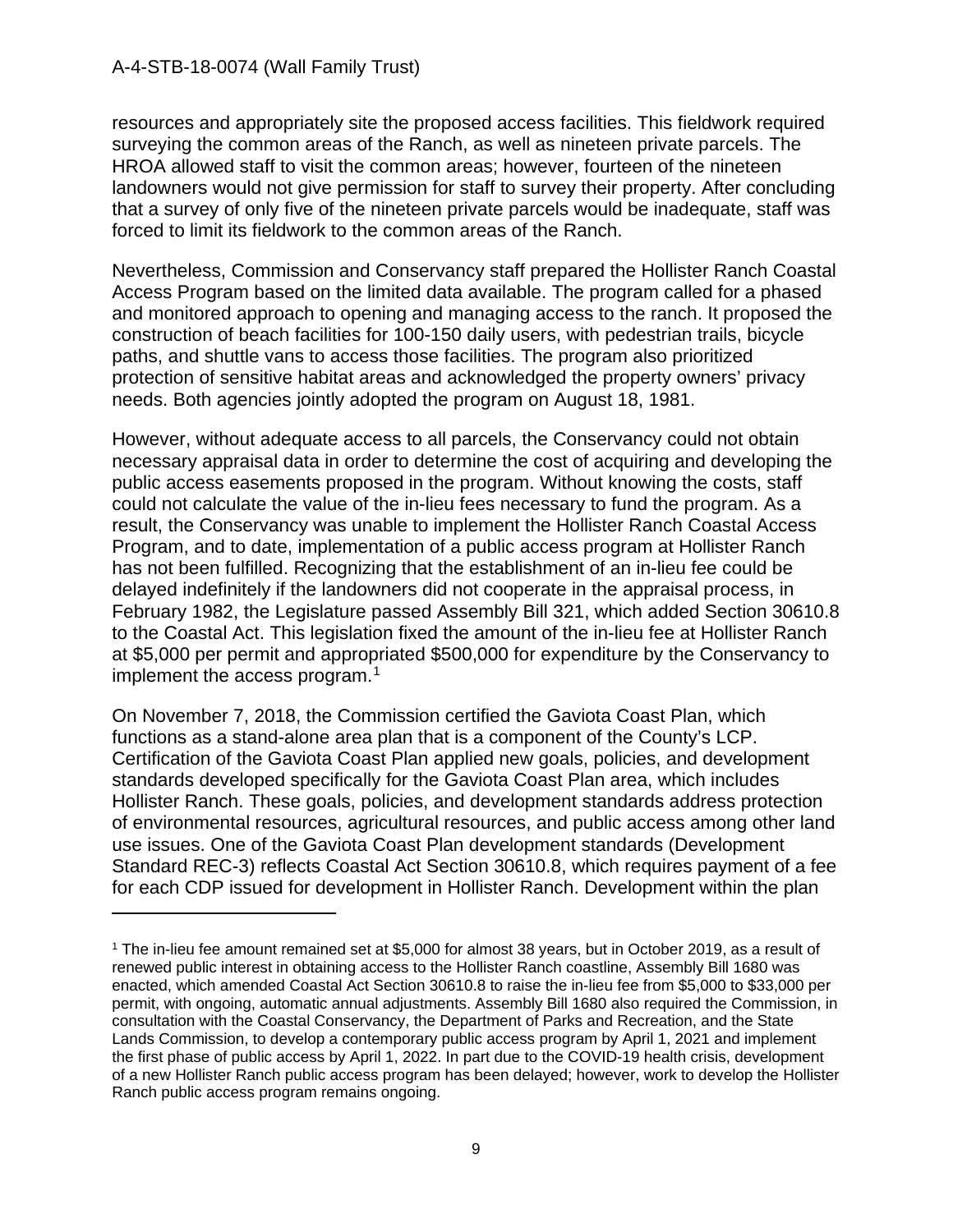resources and appropriately site the proposed access facilities. This fieldwork required surveying the common areas of the Ranch, as well as nineteen private parcels. The HROA allowed staff to visit the common areas; however, fourteen of the nineteen landowners would not give permission for staff to survey their property. After concluding that a survey of only five of the nineteen private parcels would be inadequate, staff was forced to limit its fieldwork to the common areas of the Ranch.

Nevertheless, Commission and Conservancy staff prepared the Hollister Ranch Coastal Access Program based on the limited data available. The program called for a phased and monitored approach to opening and managing access to the ranch. It proposed the construction of beach facilities for 100-150 daily users, with pedestrian trails, bicycle paths, and shuttle vans to access those facilities. The program also prioritized protection of sensitive habitat areas and acknowledged the property owners' privacy needs. Both agencies jointly adopted the program on August 18, 1981.

However, without adequate access to all parcels, the Conservancy could not obtain necessary appraisal data in order to determine the cost of acquiring and developing the public access easements proposed in the program. Without knowing the costs, staff could not calculate the value of the in-lieu fees necessary to fund the program. As a result, the Conservancy was unable to implement the Hollister Ranch Coastal Access Program, and to date, implementation of a public access program at Hollister Ranch has not been fulfilled. Recognizing that the establishment of an in-lieu fee could be delayed indefinitely if the landowners did not cooperate in the appraisal process, in February 1982, the Legislature passed Assembly Bill 321, which added Section 30610.8 to the Coastal Act. This legislation fixed the amount of the in-lieu fee at Hollister Ranch at $5,000 per permit and appropriated $500,000 for expenditure by the Conservancy to implement the access program.[1]

On November 7, 2018, the Commission certified the Gaviota Coast Plan, which functions as a stand-alone area plan that is a component of the County's LCP. Certification of the Gaviota Coast Plan applied new goals, policies, and development standards developed specifically for the Gaviota Coast Plan area, which includes Hollister Ranch. These goals, policies, and development standards address protection of environmental resources, agricultural resources, and public access among other land use issues. One of the Gaviota Coast Plan development standards (Development Standard REC-3) reflects Coastal Act Section 30610.8, which requires payment of a fee for each CDP issued for development in Hollister Ranch. Development within the plan

---

[1] The in-lieu fee amount remained set at $5,000 for almost 38 years, but in October 2019, as a result of renewed public interest in obtaining access to the Hollister Ranch coastline, Assembly Bill 1680 was enacted, which amended Coastal Act Section 30610.8 to raise the in-lieu fee from $5,000 to $33,000 per permit, with ongoing, automatic annual adjustments. Assembly Bill 1680 also required the Commission, in consultation with the Coastal Conservancy, the Department of Parks and Recreation, and the State Lands Commission, to develop a contemporary public access program by April 1, 2021 and implement the first phase of public access by April 1, 2022. In part due to the COVID-19 health crisis, development of a new Hollister Ranch public access program has been delayed; however, work to develop the Hollister Ranch public access program remains ongoing.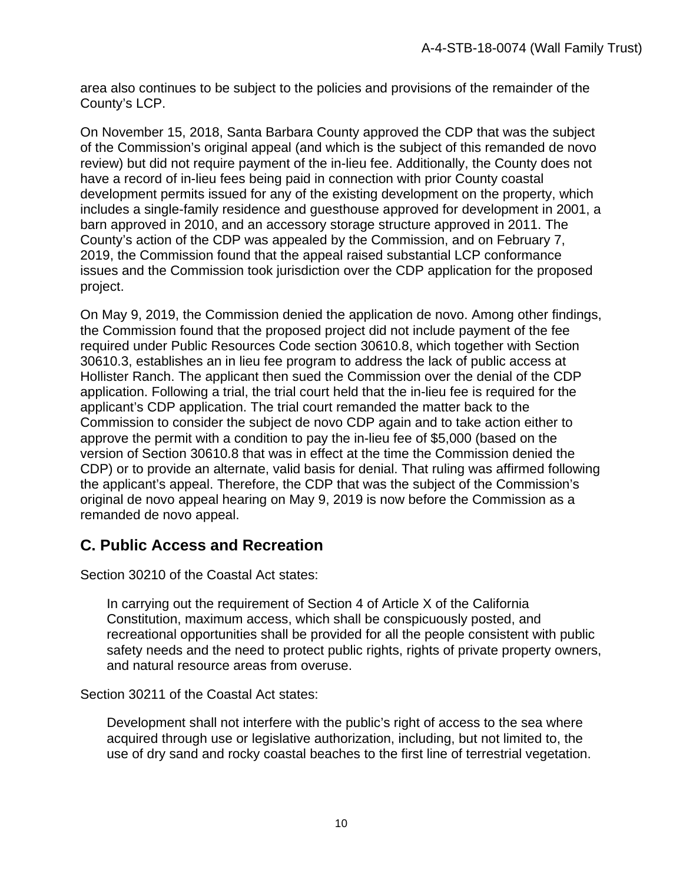area also continues to be subject to the policies and provisions of the remainder of the County's LCP.

On November 15, 2018, Santa Barbara County approved the CDP that was the subject of the Commission's original appeal (and which is the subject of this remanded de novo review) but did not require payment of the in-lieu fee. Additionally, the County does not have a record of in-lieu fees being paid in connection with prior County coastal development permits issued for any of the existing development on the property, which includes a single-family residence and guesthouse approved for development in 2001, a barn approved in 2010, and an accessory storage structure approved in 2011. The County's action of the CDP was appealed by the Commission, and on February 7, 2019, the Commission found that the appeal raised substantial LCP conformance issues and the Commission took jurisdiction over the CDP application for the proposed project.

On May 9, 2019, the Commission denied the application de novo. Among other findings, the Commission found that the proposed project did not include payment of the fee required under Public Resources Code section 30610.8, which together with Section 30610.3, establishes an in lieu fee program to address the lack of public access at Hollister Ranch. The applicant then sued the Commission over the denial of the CDP application. Following a trial, the trial court held that the in-lieu fee is required for the applicant's CDP application. The trial court remanded the matter back to the Commission to consider the subject de novo CDP again and to take action either to approve the permit with a condition to pay the in-lieu fee of $5,000 (based on the version of Section 30610.8 that was in effect at the time the Commission denied the CDP) or to provide an alternate, valid basis for denial. That ruling was affirmed following the applicant's appeal. Therefore, the CDP that was the subject of the Commission's original de novo appeal hearing on May 9, 2019 is now before the Commission as a remanded de novo appeal.

## C. Public Access and Recreation

Section 30210 of the Coastal Act states:

> In carrying out the requirement of Section 4 of Article X of the California Constitution, maximum access, which shall be conspicuously posted, and recreational opportunities shall be provided for all the people consistent with public safety needs and the need to protect public rights, rights of private property owners, and natural resource areas from overuse.

Section 30211 of the Coastal Act states:

> Development shall not interfere with the public's right of access to the sea where acquired through use or legislative authorization, including, but not limited to, the use of dry sand and rocky coastal beaches to the first line of terrestrial vegetation.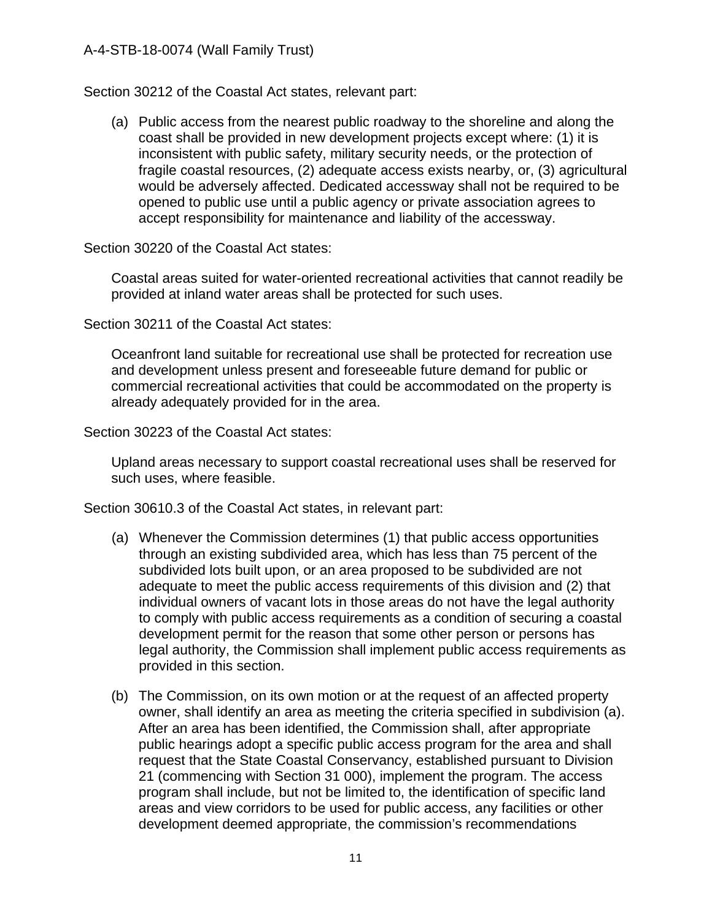Section 30212 of the Coastal Act states, relevant part:

> (a) Public access from the nearest public roadway to the shoreline and along the coast shall be provided in new development projects except where: (1) it is inconsistent with public safety, military security needs, or the protection of fragile coastal resources, (2) adequate access exists nearby, or, (3) agricultural would be adversely affected. Dedicated accessway shall not be required to be opened to public use until a public agency or private association agrees to accept responsibility for maintenance and liability of the accessway.

Section 30220 of the Coastal Act states:

> Coastal areas suited for water-oriented recreational activities that cannot readily be provided at inland water areas shall be protected for such uses.

Section 30211 of the Coastal Act states:

> Oceanfront land suitable for recreational use shall be protected for recreation use and development unless present and foreseeable future demand for public or commercial recreational activities that could be accommodated on the property is already adequately provided for in the area.

Section 30223 of the Coastal Act states:

> Upland areas necessary to support coastal recreational uses shall be reserved for such uses, where feasible.

Section 30610.3 of the Coastal Act states, in relevant part:

> (a) Whenever the Commission determines (1) that public access opportunities through an existing subdivided area, which has less than 75 percent of the subdivided lots built upon, or an area proposed to be subdivided are not adequate to meet the public access requirements of this division and (2) that individual owners of vacant lots in those areas do not have the legal authority to comply with public access requirements as a condition of securing a coastal development permit for the reason that some other person or persons has legal authority, the Commission shall implement public access requirements as provided in this section.
>
> (b) The Commission, on its own motion or at the request of an affected property owner, shall identify an area as meeting the criteria specified in subdivision (a). After an area has been identified, the Commission shall, after appropriate public hearings adopt a specific public access program for the area and shall request that the State Coastal Conservancy, established pursuant to Division 21 (commencing with Section 31 000), implement the program. The access program shall include, but not be limited to, the identification of specific land areas and view corridors to be used for public access, any facilities or other development deemed appropriate, the commission's recommendations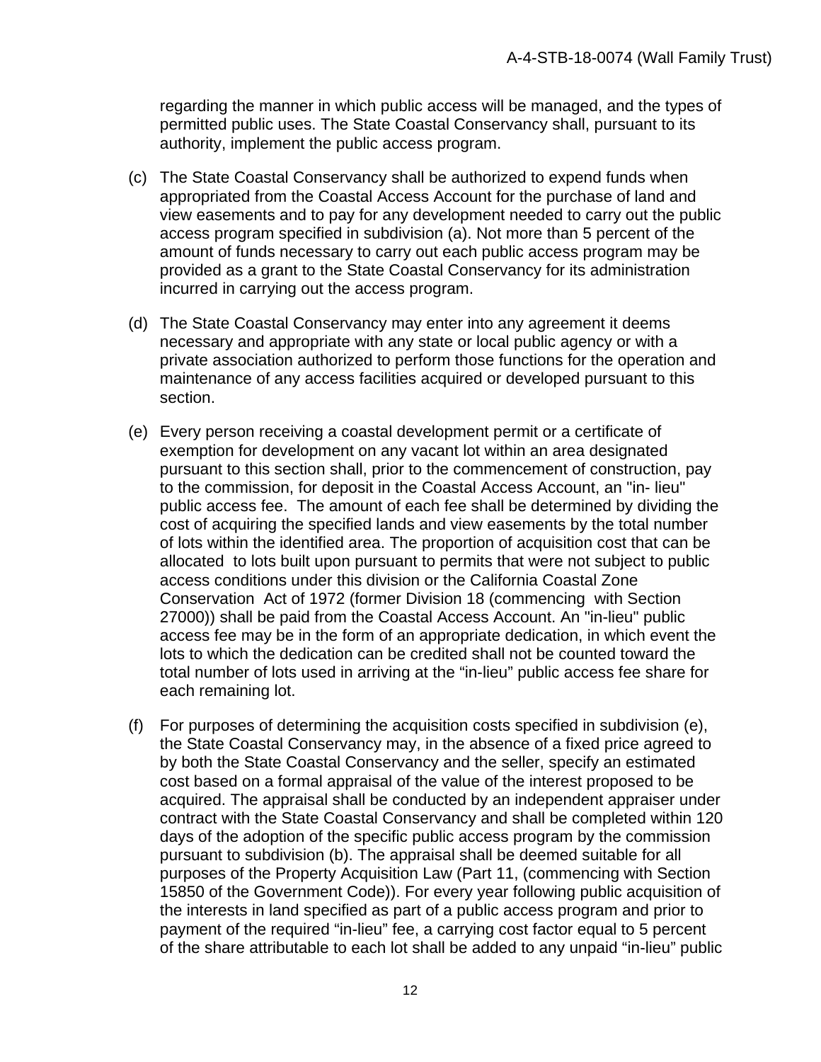regarding the manner in which public access will be managed, and the types of permitted public uses. The State Coastal Conservancy shall, pursuant to its authority, implement the public access program.

(c) The State Coastal Conservancy shall be authorized to expend funds when appropriated from the Coastal Access Account for the purchase of land and view easements and to pay for any development needed to carry out the public access program specified in subdivision (a). Not more than 5 percent of the amount of funds necessary to carry out each public access program may be provided as a grant to the State Coastal Conservancy for its administration incurred in carrying out the access program.

(d) The State Coastal Conservancy may enter into any agreement it deems necessary and appropriate with any state or local public agency or with a private association authorized to perform those functions for the operation and maintenance of any access facilities acquired or developed pursuant to this section.

(e) Every person receiving a coastal development permit or a certificate of exemption for development on any vacant lot within an area designated pursuant to this section shall, prior to the commencement of construction, pay to the commission, for deposit in the Coastal Access Account, an "in- lieu" public access fee. The amount of each fee shall be determined by dividing the cost of acquiring the specified lands and view easements by the total number of lots within the identified area. The proportion of acquisition cost that can be allocated to lots built upon pursuant to permits that were not subject to public access conditions under this division or the California Coastal Zone Conservation Act of 1972 (former Division 18 (commencing with Section 27000)) shall be paid from the Coastal Access Account. An "in-lieu" public access fee may be in the form of an appropriate dedication, in which event the lots to which the dedication can be credited shall not be counted toward the total number of lots used in arriving at the "in-lieu" public access fee share for each remaining lot.

(f) For purposes of determining the acquisition costs specified in subdivision (e), the State Coastal Conservancy may, in the absence of a fixed price agreed to by both the State Coastal Conservancy and the seller, specify an estimated cost based on a formal appraisal of the value of the interest proposed to be acquired. The appraisal shall be conducted by an independent appraiser under contract with the State Coastal Conservancy and shall be completed within 120 days of the adoption of the specific public access program by the commission pursuant to subdivision (b). The appraisal shall be deemed suitable for all purposes of the Property Acquisition Law (Part 11, (commencing with Section 15850 of the Government Code)). For every year following public acquisition of the interests in land specified as part of a public access program and prior to payment of the required "in-lieu" fee, a carrying cost factor equal to 5 percent of the share attributable to each lot shall be added to any unpaid "in-lieu" public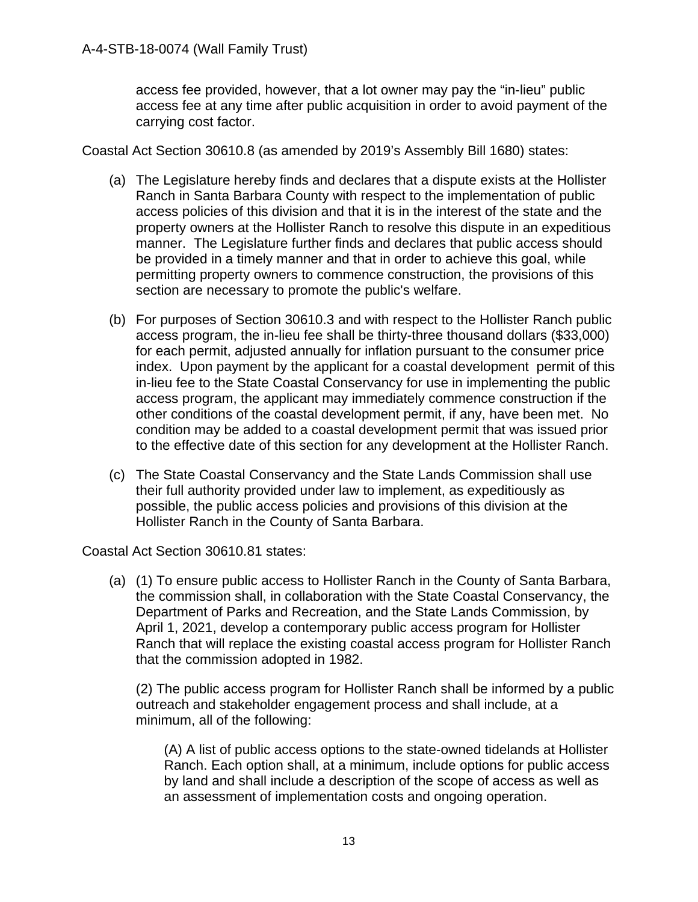access fee provided, however, that a lot owner may pay the "in-lieu" public access fee at any time after public acquisition in order to avoid payment of the carrying cost factor.

Coastal Act Section 30610.8 (as amended by 2019's Assembly Bill 1680) states:

> (a) The Legislature hereby finds and declares that a dispute exists at the Hollister Ranch in Santa Barbara County with respect to the implementation of public access policies of this division and that it is in the interest of the state and the property owners at the Hollister Ranch to resolve this dispute in an expeditious manner. The Legislature further finds and declares that public access should be provided in a timely manner and that in order to achieve this goal, while permitting property owners to commence construction, the provisions of this section are necessary to promote the public's welfare.
>
> (b) For purposes of Section 30610.3 and with respect to the Hollister Ranch public access program, the in-lieu fee shall be thirty-three thousand dollars ($33,000) for each permit, adjusted annually for inflation pursuant to the consumer price index. Upon payment by the applicant for a coastal development permit of this in-lieu fee to the State Coastal Conservancy for use in implementing the public access program, the applicant may immediately commence construction if the other conditions of the coastal development permit, if any, have been met. No condition may be added to a coastal development permit that was issued prior to the effective date of this section for any development at the Hollister Ranch.
>
> (c) The State Coastal Conservancy and the State Lands Commission shall use their full authority provided under law to implement, as expeditiously as possible, the public access policies and provisions of this division at the Hollister Ranch in the County of Santa Barbara.

Coastal Act Section 30610.81 states:

> (a) (1) To ensure public access to Hollister Ranch in the County of Santa Barbara, the commission shall, in collaboration with the State Coastal Conservancy, the Department of Parks and Recreation, and the State Lands Commission, by April 1, 2021, develop a contemporary public access program for Hollister Ranch that will replace the existing coastal access program for Hollister Ranch that the commission adopted in 1982.
>
> (2) The public access program for Hollister Ranch shall be informed by a public outreach and stakeholder engagement process and shall include, at a minimum, all of the following:
>
> > (A) A list of public access options to the state-owned tidelands at Hollister Ranch. Each option shall, at a minimum, include options for public access by land and shall include a description of the scope of access as well as an assessment of implementation costs and ongoing operation.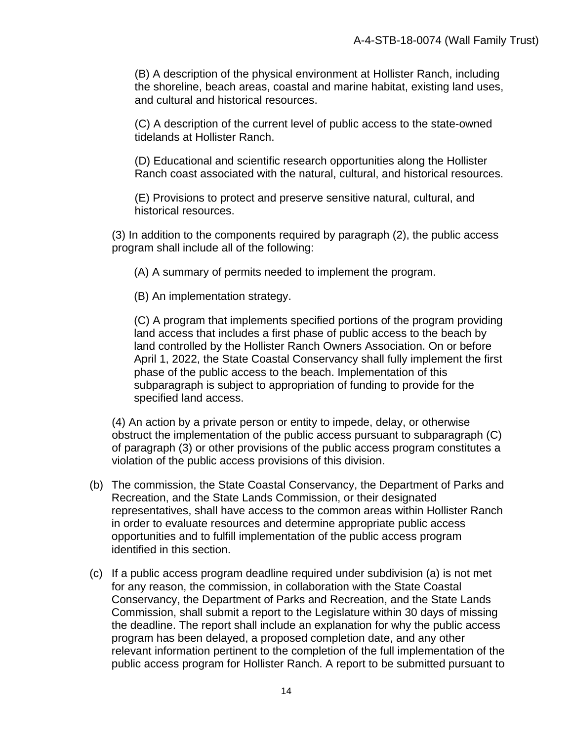(B) A description of the physical environment at Hollister Ranch, including the shoreline, beach areas, coastal and marine habitat, existing land uses, and cultural and historical resources.

(C) A description of the current level of public access to the state-owned tidelands at Hollister Ranch.

(D) Educational and scientific research opportunities along the Hollister Ranch coast associated with the natural, cultural, and historical resources.

(E) Provisions to protect and preserve sensitive natural, cultural, and historical resources.

(3) In addition to the components required by paragraph (2), the public access program shall include all of the following:

(A) A summary of permits needed to implement the program.

(B) An implementation strategy.

(C) A program that implements specified portions of the program providing land access that includes a first phase of public access to the beach by land controlled by the Hollister Ranch Owners Association. On or before April 1, 2022, the State Coastal Conservancy shall fully implement the first phase of the public access to the beach. Implementation of this subparagraph is subject to appropriation of funding to provide for the specified land access.

(4) An action by a private person or entity to impede, delay, or otherwise obstruct the implementation of the public access pursuant to subparagraph (C) of paragraph (3) or other provisions of the public access program constitutes a violation of the public access provisions of this division.

(b) The commission, the State Coastal Conservancy, the Department of Parks and Recreation, and the State Lands Commission, or their designated representatives, shall have access to the common areas within Hollister Ranch in order to evaluate resources and determine appropriate public access opportunities and to fulfill implementation of the public access program identified in this section.

(c) If a public access program deadline required under subdivision (a) is not met for any reason, the commission, in collaboration with the State Coastal Conservancy, the Department of Parks and Recreation, and the State Lands Commission, shall submit a report to the Legislature within 30 days of missing the deadline. The report shall include an explanation for why the public access program has been delayed, a proposed completion date, and any other relevant information pertinent to the completion of the full implementation of the public access program for Hollister Ranch. A report to be submitted pursuant to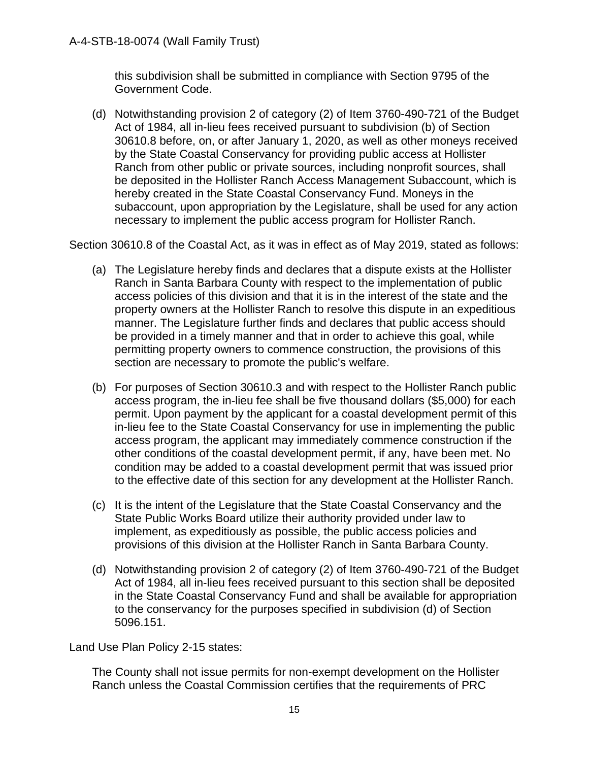this subdivision shall be submitted in compliance with Section 9795 of the Government Code.

(d) Notwithstanding provision 2 of category (2) of Item 3760-490-721 of the Budget Act of 1984, all in-lieu fees received pursuant to subdivision (b) of Section 30610.8 before, on, or after January 1, 2020, as well as other moneys received by the State Coastal Conservancy for providing public access at Hollister Ranch from other public or private sources, including nonprofit sources, shall be deposited in the Hollister Ranch Access Management Subaccount, which is hereby created in the State Coastal Conservancy Fund. Moneys in the subaccount, upon appropriation by the Legislature, shall be used for any action necessary to implement the public access program for Hollister Ranch.

Section 30610.8 of the Coastal Act, as it was in effect as of May 2019, stated as follows:

(a) The Legislature hereby finds and declares that a dispute exists at the Hollister Ranch in Santa Barbara County with respect to the implementation of public access policies of this division and that it is in the interest of the state and the property owners at the Hollister Ranch to resolve this dispute in an expeditious manner. The Legislature further finds and declares that public access should be provided in a timely manner and that in order to achieve this goal, while permitting property owners to commence construction, the provisions of this section are necessary to promote the public's welfare.

(b) For purposes of Section 30610.3 and with respect to the Hollister Ranch public access program, the in-lieu fee shall be five thousand dollars ($5,000) for each permit. Upon payment by the applicant for a coastal development permit of this in-lieu fee to the State Coastal Conservancy for use in implementing the public access program, the applicant may immediately commence construction if the other conditions of the coastal development permit, if any, have been met. No condition may be added to a coastal development permit that was issued prior to the effective date of this section for any development at the Hollister Ranch.

(c) It is the intent of the Legislature that the State Coastal Conservancy and the State Public Works Board utilize their authority provided under law to implement, as expeditiously as possible, the public access policies and provisions of this division at the Hollister Ranch in Santa Barbara County.

(d) Notwithstanding provision 2 of category (2) of Item 3760-490-721 of the Budget Act of 1984, all in-lieu fees received pursuant to this section shall be deposited in the State Coastal Conservancy Fund and shall be available for appropriation to the conservancy for the purposes specified in subdivision (d) of Section 5096.151.

Land Use Plan Policy 2-15 states:

The County shall not issue permits for non-exempt development on the Hollister Ranch unless the Coastal Commission certifies that the requirements of PRC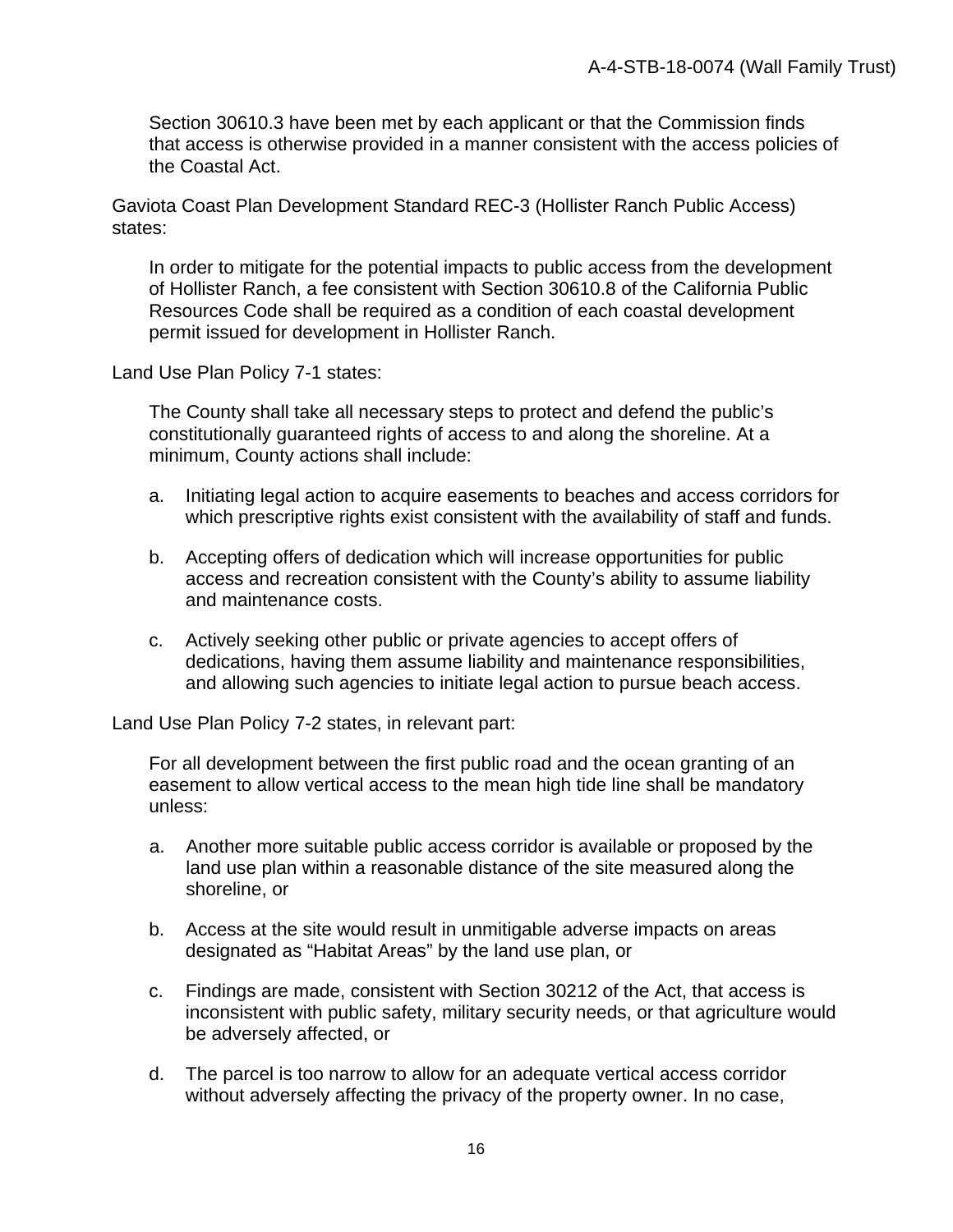Section 30610.3 have been met by each applicant or that the Commission finds that access is otherwise provided in a manner consistent with the access policies of the Coastal Act.

Gaviota Coast Plan Development Standard REC-3 (Hollister Ranch Public Access) states:

> In order to mitigate for the potential impacts to public access from the development of Hollister Ranch, a fee consistent with Section 30610.8 of the California Public Resources Code shall be required as a condition of each coastal development permit issued for development in Hollister Ranch.

Land Use Plan Policy 7-1 states:

> The County shall take all necessary steps to protect and defend the public's constitutionally guaranteed rights of access to and along the shoreline. At a minimum, County actions shall include:
>
> a. Initiating legal action to acquire easements to beaches and access corridors for which prescriptive rights exist consistent with the availability of staff and funds.
>
> b. Accepting offers of dedication which will increase opportunities for public access and recreation consistent with the County's ability to assume liability and maintenance costs.
>
> c. Actively seeking other public or private agencies to accept offers of dedications, having them assume liability and maintenance responsibilities, and allowing such agencies to initiate legal action to pursue beach access.

Land Use Plan Policy 7-2 states, in relevant part:

> For all development between the first public road and the ocean granting of an easement to allow vertical access to the mean high tide line shall be mandatory unless:
>
> a. Another more suitable public access corridor is available or proposed by the land use plan within a reasonable distance of the site measured along the shoreline, or
>
> b. Access at the site would result in unmitigable adverse impacts on areas designated as "Habitat Areas" by the land use plan, or
>
> c. Findings are made, consistent with Section 30212 of the Act, that access is inconsistent with public safety, military security needs, or that agriculture would be adversely affected, or
>
> d. The parcel is too narrow to allow for an adequate vertical access corridor without adversely affecting the privacy of the property owner. In no case,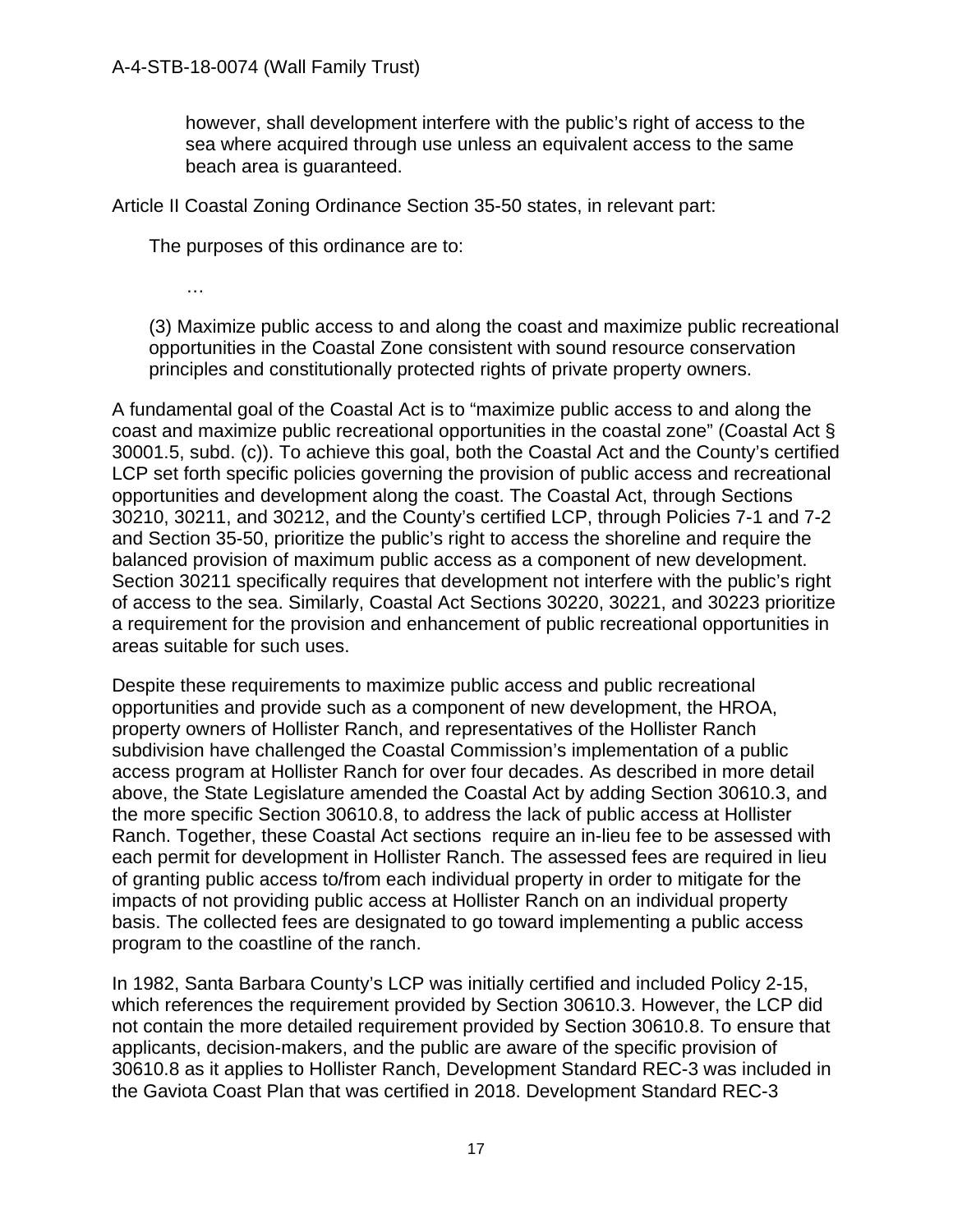however, shall development interfere with the public's right of access to the sea where acquired through use unless an equivalent access to the same beach area is guaranteed.

Article II Coastal Zoning Ordinance Section 35-50 states, in relevant part:

> The purposes of this ordinance are to:
>
> …
>
> (3) Maximize public access to and along the coast and maximize public recreational opportunities in the Coastal Zone consistent with sound resource conservation principles and constitutionally protected rights of private property owners.

A fundamental goal of the Coastal Act is to "maximize public access to and along the coast and maximize public recreational opportunities in the coastal zone" (Coastal Act § 30001.5, subd. (c)). To achieve this goal, both the Coastal Act and the County's certified LCP set forth specific policies governing the provision of public access and recreational opportunities and development along the coast. The Coastal Act, through Sections 30210, 30211, and 30212, and the County's certified LCP, through Policies 7-1 and 7-2 and Section 35-50, prioritize the public's right to access the shoreline and require the balanced provision of maximum public access as a component of new development. Section 30211 specifically requires that development not interfere with the public's right of access to the sea. Similarly, Coastal Act Sections 30220, 30221, and 30223 prioritize a requirement for the provision and enhancement of public recreational opportunities in areas suitable for such uses.

Despite these requirements to maximize public access and public recreational opportunities and provide such as a component of new development, the HROA, property owners of Hollister Ranch, and representatives of the Hollister Ranch subdivision have challenged the Coastal Commission's implementation of a public access program at Hollister Ranch for over four decades. As described in more detail above, the State Legislature amended the Coastal Act by adding Section 30610.3, and the more specific Section 30610.8, to address the lack of public access at Hollister Ranch. Together, these Coastal Act sections require an in-lieu fee to be assessed with each permit for development in Hollister Ranch. The assessed fees are required in lieu of granting public access to/from each individual property in order to mitigate for the impacts of not providing public access at Hollister Ranch on an individual property basis. The collected fees are designated to go toward implementing a public access program to the coastline of the ranch.

In 1982, Santa Barbara County's LCP was initially certified and included Policy 2-15, which references the requirement provided by Section 30610.3. However, the LCP did not contain the more detailed requirement provided by Section 30610.8. To ensure that applicants, decision-makers, and the public are aware of the specific provision of 30610.8 as it applies to Hollister Ranch, Development Standard REC-3 was included in the Gaviota Coast Plan that was certified in 2018. Development Standard REC-3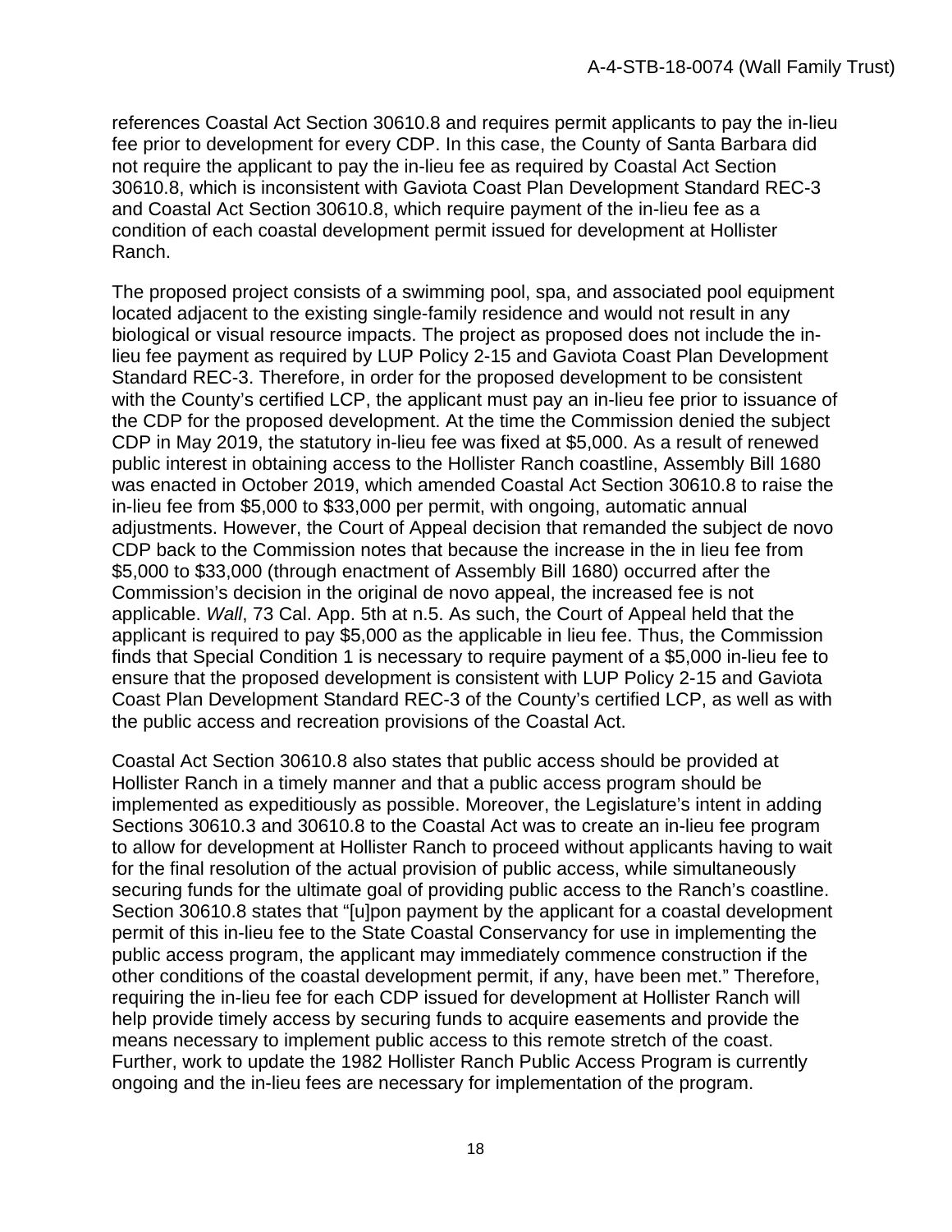references Coastal Act Section 30610.8 and requires permit applicants to pay the in-lieu fee prior to development for every CDP. In this case, the County of Santa Barbara did not require the applicant to pay the in-lieu fee as required by Coastal Act Section 30610.8, which is inconsistent with Gaviota Coast Plan Development Standard REC-3 and Coastal Act Section 30610.8, which require payment of the in-lieu fee as a condition of each coastal development permit issued for development at Hollister Ranch.

The proposed project consists of a swimming pool, spa, and associated pool equipment located adjacent to the existing single-family residence and would not result in any biological or visual resource impacts. The project as proposed does not include the in-lieu fee payment as required by LUP Policy 2-15 and Gaviota Coast Plan Development Standard REC-3. Therefore, in order for the proposed development to be consistent with the County's certified LCP, the applicant must pay an in-lieu fee prior to issuance of the CDP for the proposed development. At the time the Commission denied the subject CDP in May 2019, the statutory in-lieu fee was fixed at $5,000. As a result of renewed public interest in obtaining access to the Hollister Ranch coastline, Assembly Bill 1680 was enacted in October 2019, which amended Coastal Act Section 30610.8 to raise the in-lieu fee from $5,000 to $33,000 per permit, with ongoing, automatic annual adjustments. However, the Court of Appeal decision that remanded the subject de novo CDP back to the Commission notes that because the increase in the in lieu fee from $5,000 to $33,000 (through enactment of Assembly Bill 1680) occurred after the Commission's decision in the original de novo appeal, the increased fee is not applicable. *Wall*, 73 Cal. App. 5th at n.5. As such, the Court of Appeal held that the applicant is required to pay $5,000 as the applicable in lieu fee. Thus, the Commission finds that Special Condition 1 is necessary to require payment of a $5,000 in-lieu fee to ensure that the proposed development is consistent with LUP Policy 2-15 and Gaviota Coast Plan Development Standard REC-3 of the County's certified LCP, as well as with the public access and recreation provisions of the Coastal Act.

Coastal Act Section 30610.8 also states that public access should be provided at Hollister Ranch in a timely manner and that a public access program should be implemented as expeditiously as possible. Moreover, the Legislature's intent in adding Sections 30610.3 and 30610.8 to the Coastal Act was to create an in-lieu fee program to allow for development at Hollister Ranch to proceed without applicants having to wait for the final resolution of the actual provision of public access, while simultaneously securing funds for the ultimate goal of providing public access to the Ranch's coastline. Section 30610.8 states that "[u]pon payment by the applicant for a coastal development permit of this in-lieu fee to the State Coastal Conservancy for use in implementing the public access program, the applicant may immediately commence construction if the other conditions of the coastal development permit, if any, have been met." Therefore, requiring the in-lieu fee for each CDP issued for development at Hollister Ranch will help provide timely access by securing funds to acquire easements and provide the means necessary to implement public access to this remote stretch of the coast. Further, work to update the 1982 Hollister Ranch Public Access Program is currently ongoing and the in-lieu fees are necessary for implementation of the program.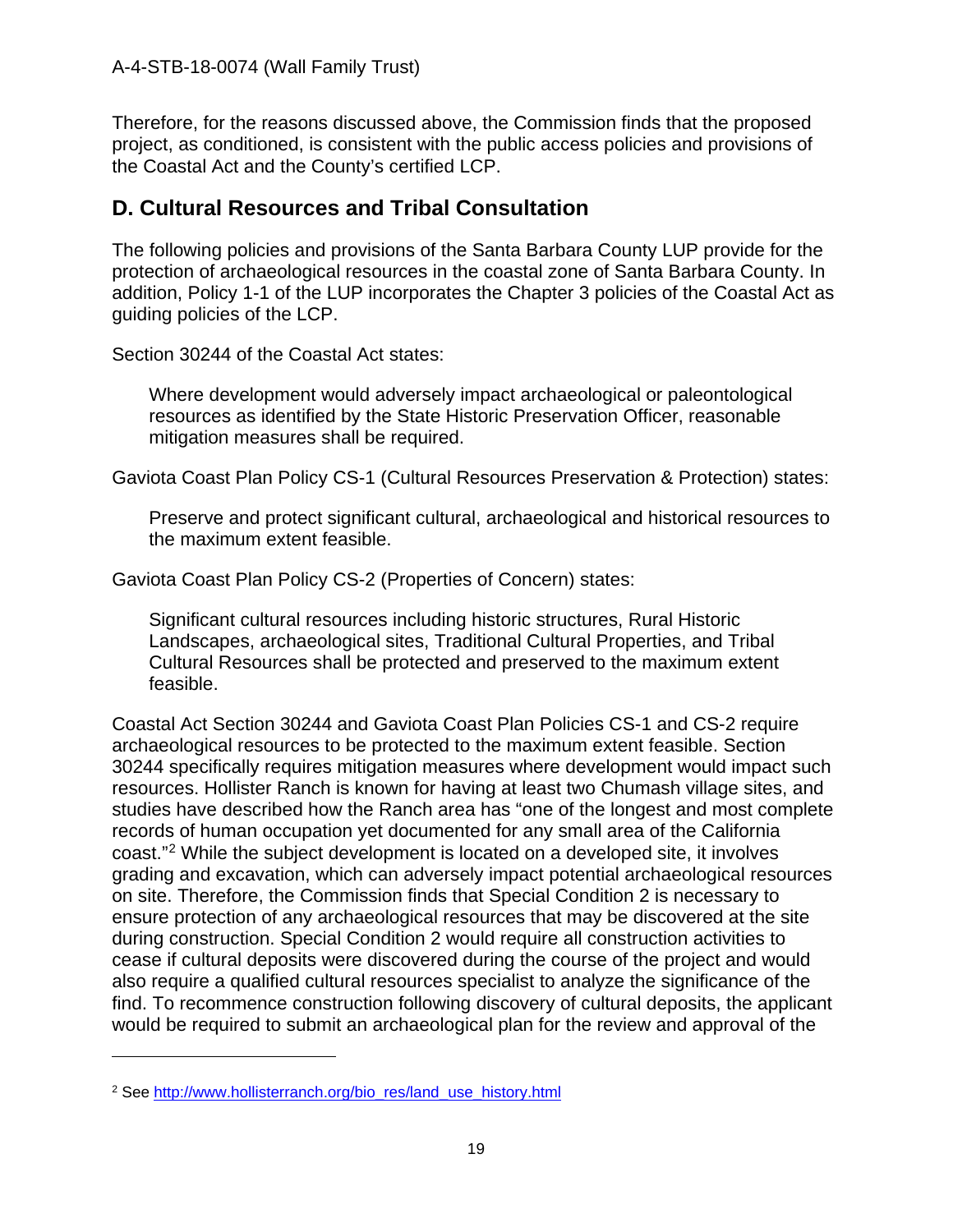Therefore, for the reasons discussed above, the Commission finds that the proposed project, as conditioned, is consistent with the public access policies and provisions of the Coastal Act and the County's certified LCP.

## D. Cultural Resources and Tribal Consultation

The following policies and provisions of the Santa Barbara County LUP provide for the protection of archaeological resources in the coastal zone of Santa Barbara County. In addition, Policy 1-1 of the LUP incorporates the Chapter 3 policies of the Coastal Act as guiding policies of the LCP.

Section 30244 of the Coastal Act states:

> *Where development would adversely impact archaeological or paleontological resources as identified by the State Historic Preservation Officer, reasonable mitigation measures shall be required.*

Gaviota Coast Plan Policy CS-1 (Cultural Resources Preservation & Protection) states:

> *Preserve and protect significant cultural, archaeological and historical resources to the maximum extent feasible.*

Gaviota Coast Plan Policy CS-2 (Properties of Concern) states:

> *Significant cultural resources including historic structures, Rural Historic Landscapes, archaeological sites, Traditional Cultural Properties, and Tribal Cultural Resources shall be protected and preserved to the maximum extent feasible.*

Coastal Act Section 30244 and Gaviota Coast Plan Policies CS-1 and CS-2 require archaeological resources to be protected to the maximum extent feasible. Section 30244 specifically requires mitigation measures where development would impact such resources. Hollister Ranch is known for having at least two Chumash village sites, and studies have described how the Ranch area has "one of the longest and most complete records of human occupation yet documented for any small area of the California coast."[2] While the subject development is located on a developed site, it involves grading and excavation, which can adversely impact potential archaeological resources on site. Therefore, the Commission finds that Special Condition 2 is necessary to ensure protection of any archaeological resources that may be discovered at the site during construction. Special Condition 2 would require all construction activities to cease if cultural deposits were discovered during the course of the project and would also require a qualified cultural resources specialist to analyze the significance of the find. To recommence construction following discovery of cultural deposits, the applicant would be required to submit an archaeological plan for the review and approval of the

---

[2] See http://www.hollisterranch.org/bio_res/land_use_history.html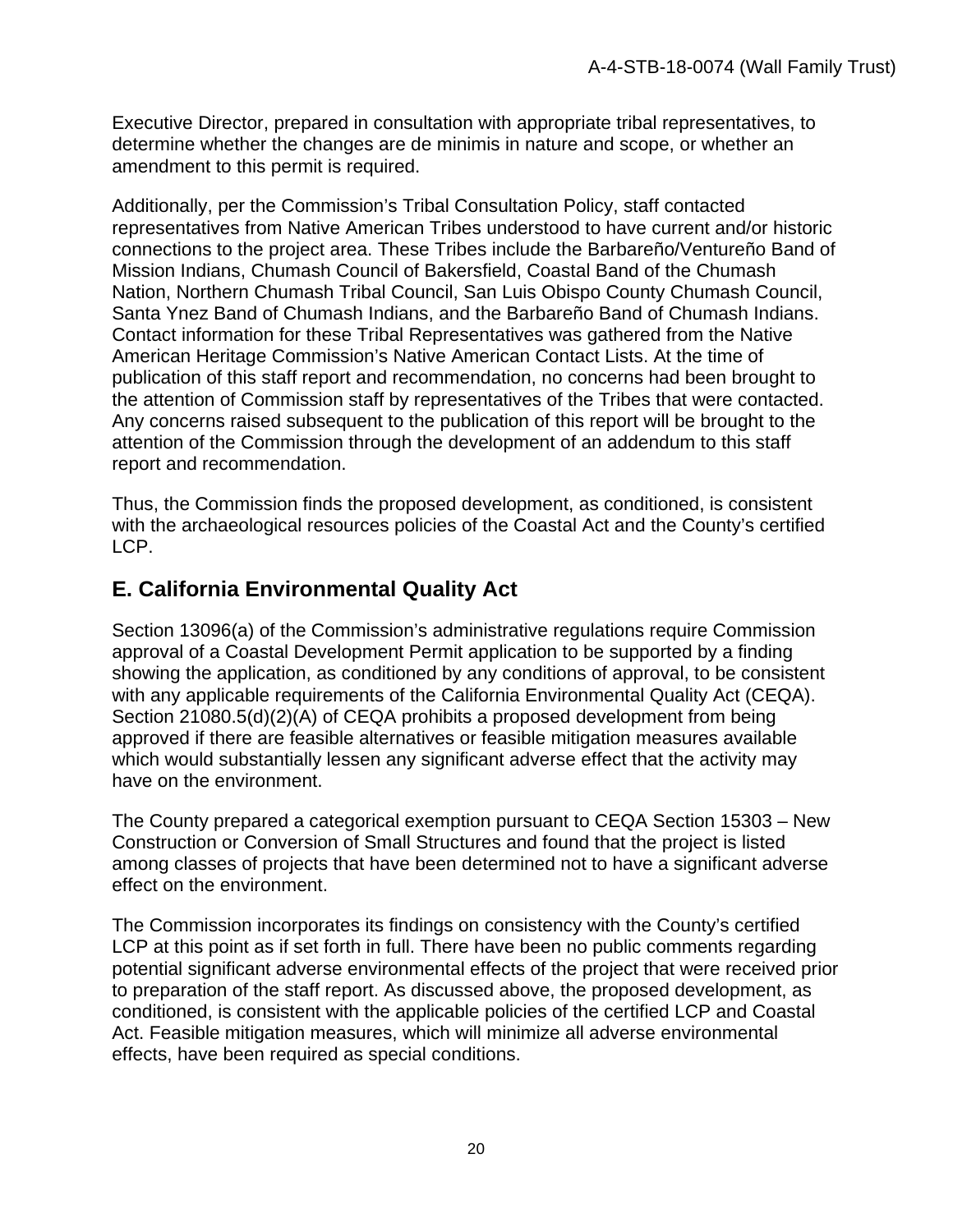Executive Director, prepared in consultation with appropriate tribal representatives, to determine whether the changes are de minimis in nature and scope, or whether an amendment to this permit is required.

Additionally, per the Commission's Tribal Consultation Policy, staff contacted representatives from Native American Tribes understood to have current and/or historic connections to the project area. These Tribes include the Barbareño/Ventureño Band of Mission Indians, Chumash Council of Bakersfield, Coastal Band of the Chumash Nation, Northern Chumash Tribal Council, San Luis Obispo County Chumash Council, Santa Ynez Band of Chumash Indians, and the Barbareño Band of Chumash Indians. Contact information for these Tribal Representatives was gathered from the Native American Heritage Commission's Native American Contact Lists. At the time of publication of this staff report and recommendation, no concerns had been brought to the attention of Commission staff by representatives of the Tribes that were contacted. Any concerns raised subsequent to the publication of this report will be brought to the attention of the Commission through the development of an addendum to this staff report and recommendation.

Thus, the Commission finds the proposed development, as conditioned, is consistent with the archaeological resources policies of the Coastal Act and the County's certified LCP.

## E. California Environmental Quality Act

Section 13096(a) of the Commission's administrative regulations require Commission approval of a Coastal Development Permit application to be supported by a finding showing the application, as conditioned by any conditions of approval, to be consistent with any applicable requirements of the California Environmental Quality Act (CEQA). Section 21080.5(d)(2)(A) of CEQA prohibits a proposed development from being approved if there are feasible alternatives or feasible mitigation measures available which would substantially lessen any significant adverse effect that the activity may have on the environment.

The County prepared a categorical exemption pursuant to CEQA Section 15303 – New Construction or Conversion of Small Structures and found that the project is listed among classes of projects that have been determined not to have a significant adverse effect on the environment.

The Commission incorporates its findings on consistency with the County's certified LCP at this point as if set forth in full. There have been no public comments regarding potential significant adverse environmental effects of the project that were received prior to preparation of the staff report. As discussed above, the proposed development, as conditioned, is consistent with the applicable policies of the certified LCP and Coastal Act. Feasible mitigation measures, which will minimize all adverse environmental effects, have been required as special conditions.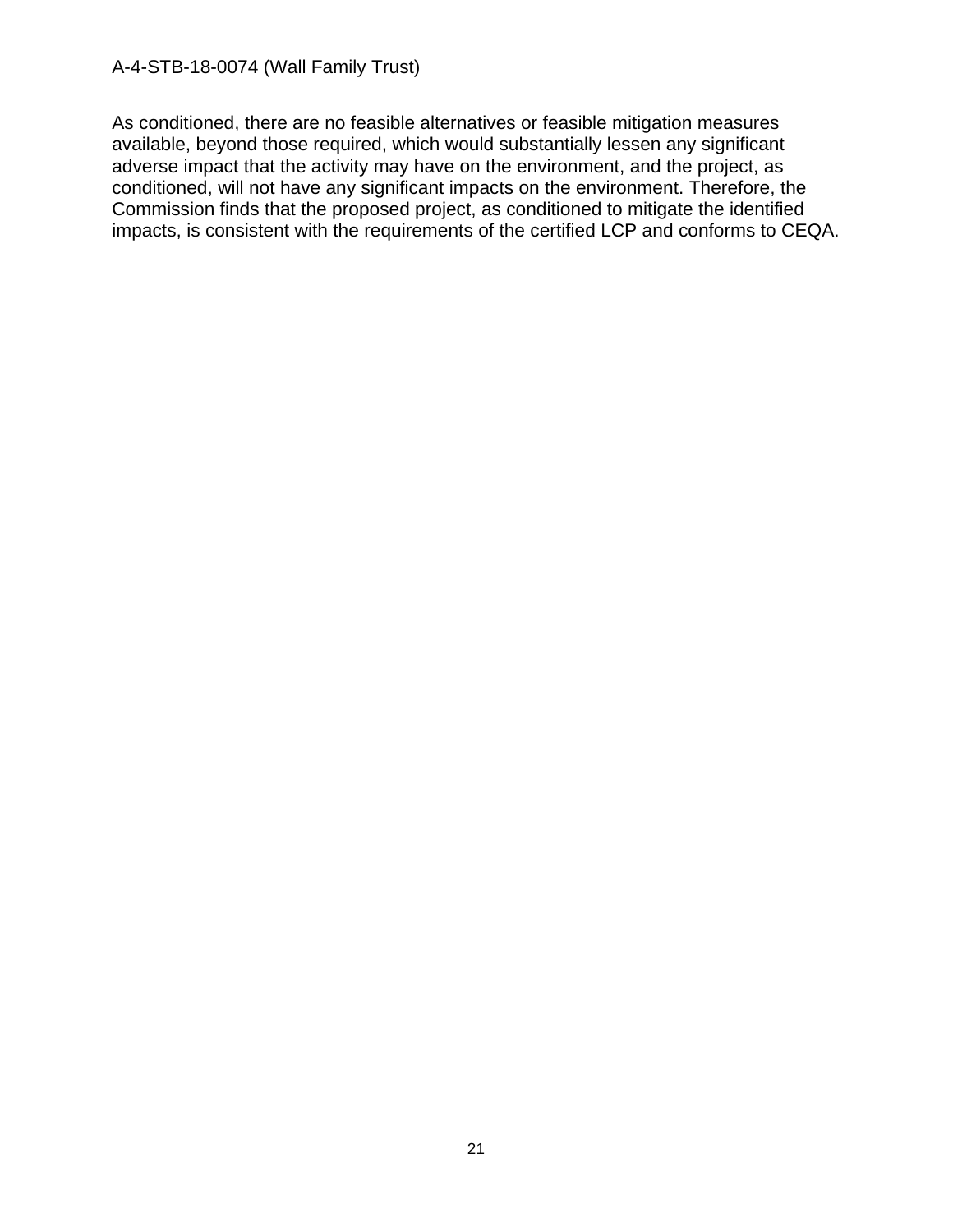As conditioned, there are no feasible alternatives or feasible mitigation measures available, beyond those required, which would substantially lessen any significant adverse impact that the activity may have on the environment, and the project, as conditioned, will not have any significant impacts on the environment. Therefore, the Commission finds that the proposed project, as conditioned to mitigate the identified impacts, is consistent with the requirements of the certified LCP and conforms to CEQA.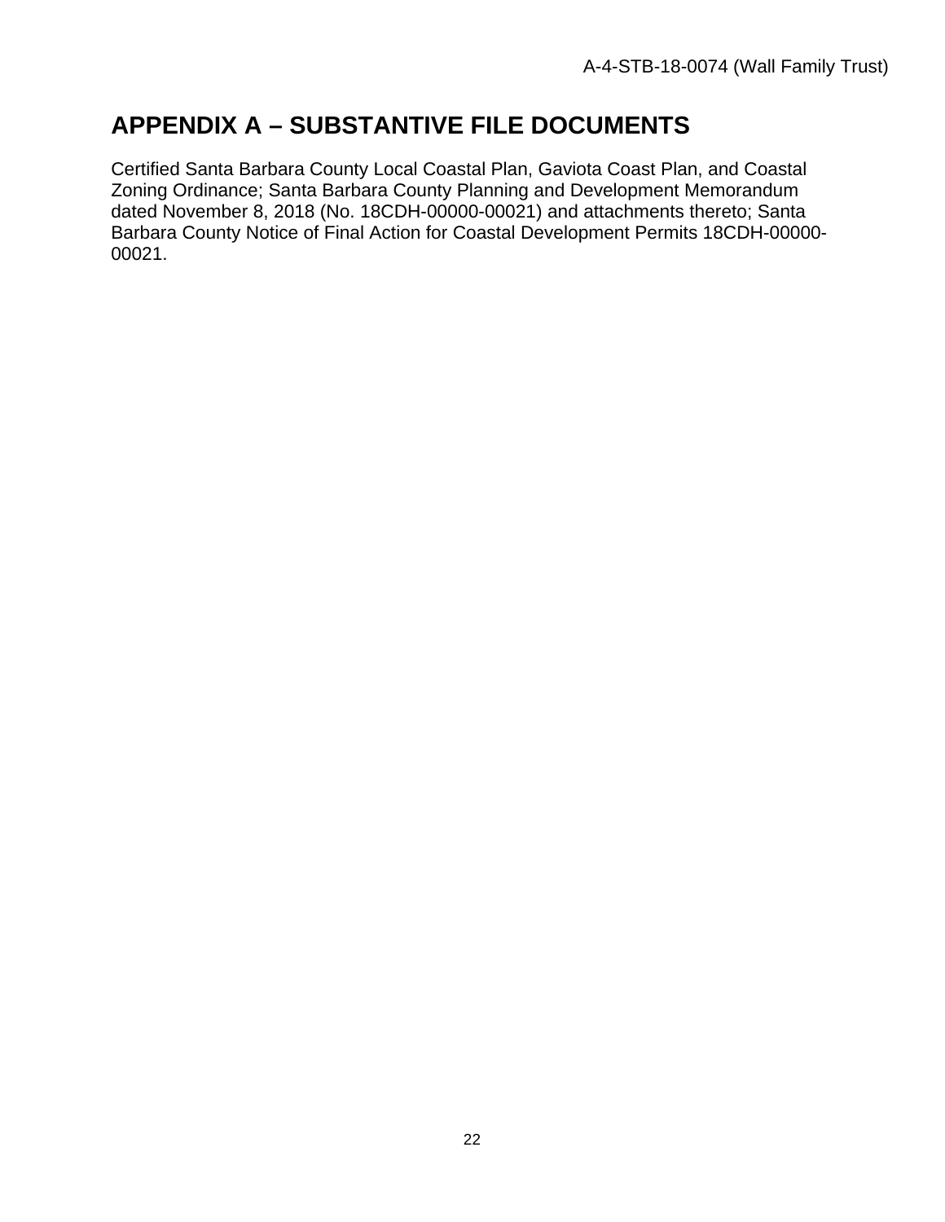# APPENDIX A – SUBSTANTIVE FILE DOCUMENTS

Certified Santa Barbara County Local Coastal Plan, Gaviota Coast Plan, and Coastal Zoning Ordinance; Santa Barbara County Planning and Development Memorandum dated November 8, 2018 (No. 18CDH-00000-00021) and attachments thereto; Santa Barbara County Notice of Final Action for Coastal Development Permits 18CDH-00000-00021.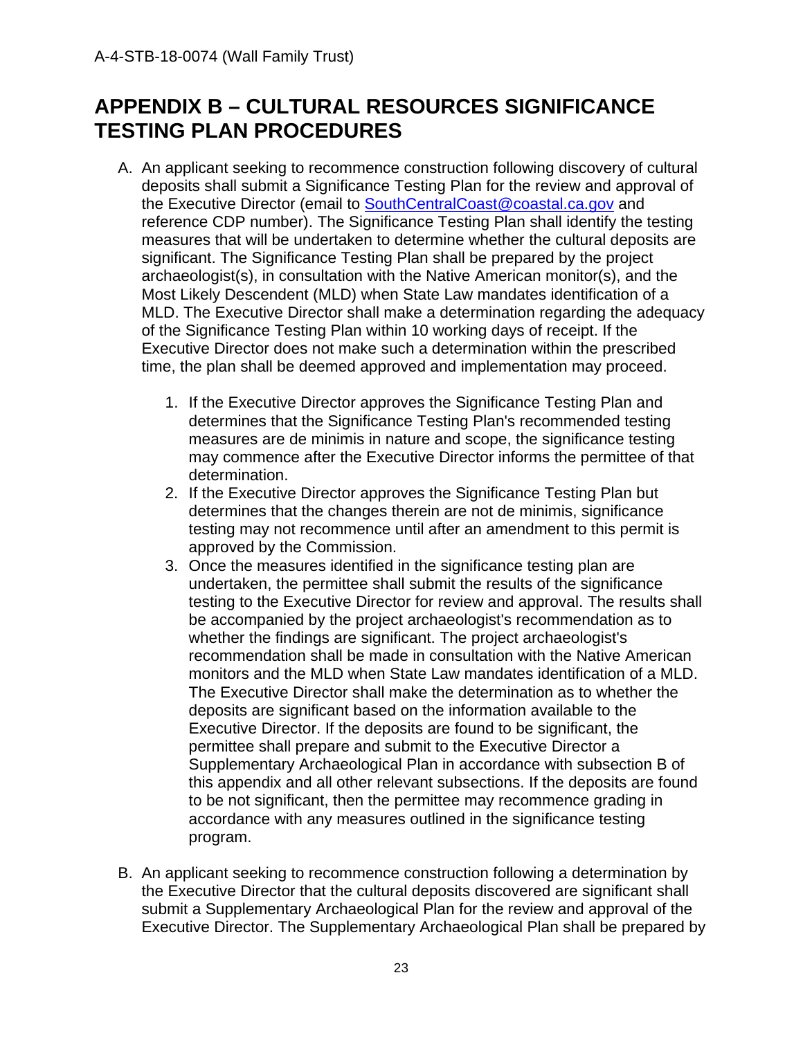# APPENDIX B – CULTURAL RESOURCES SIGNIFICANCE TESTING PLAN PROCEDURES

A. An applicant seeking to recommence construction following discovery of cultural deposits shall submit a Significance Testing Plan for the review and approval of the Executive Director (email to SouthCentralCoast@coastal.ca.gov and reference CDP number). The Significance Testing Plan shall identify the testing measures that will be undertaken to determine whether the cultural deposits are significant. The Significance Testing Plan shall be prepared by the project archaeologist(s), in consultation with the Native American monitor(s), and the Most Likely Descendent (MLD) when State Law mandates identification of a MLD. The Executive Director shall make a determination regarding the adequacy of the Significance Testing Plan within 10 working days of receipt. If the Executive Director does not make such a determination within the prescribed time, the plan shall be deemed approved and implementation may proceed.

   1. If the Executive Director approves the Significance Testing Plan and determines that the Significance Testing Plan's recommended testing measures are de minimis in nature and scope, the significance testing may commence after the Executive Director informs the permittee of that determination.
   2. If the Executive Director approves the Significance Testing Plan but determines that the changes therein are not de minimis, significance testing may not recommence until after an amendment to this permit is approved by the Commission.
   3. Once the measures identified in the significance testing plan are undertaken, the permittee shall submit the results of the significance testing to the Executive Director for review and approval. The results shall be accompanied by the project archaeologist's recommendation as to whether the findings are significant. The project archaeologist's recommendation shall be made in consultation with the Native American monitors and the MLD when State Law mandates identification of a MLD. The Executive Director shall make the determination as to whether the deposits are significant based on the information available to the Executive Director. If the deposits are found to be significant, the permittee shall prepare and submit to the Executive Director a Supplementary Archaeological Plan in accordance with subsection B of this appendix and all other relevant subsections. If the deposits are found to be not significant, then the permittee may recommence grading in accordance with any measures outlined in the significance testing program.

B. An applicant seeking to recommence construction following a determination by the Executive Director that the cultural deposits discovered are significant shall submit a Supplementary Archaeological Plan for the review and approval of the Executive Director. The Supplementary Archaeological Plan shall be prepared by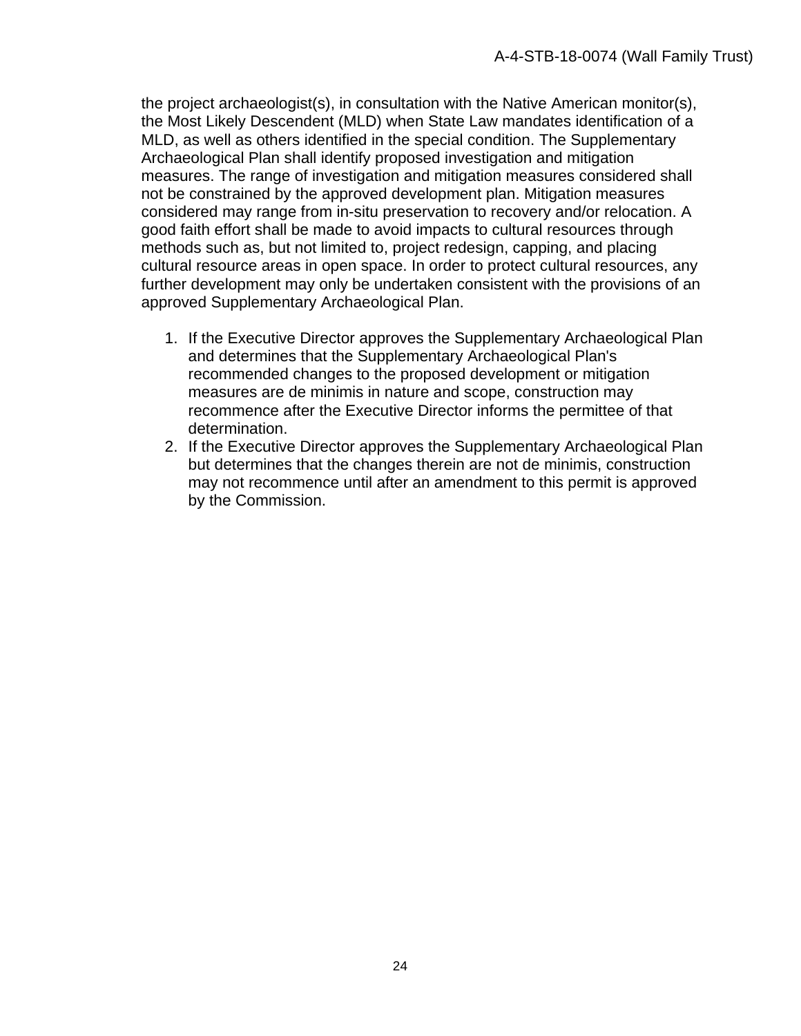the project archaeologist(s), in consultation with the Native American monitor(s), the Most Likely Descendent (MLD) when State Law mandates identification of a MLD, as well as others identified in the special condition. The Supplementary Archaeological Plan shall identify proposed investigation and mitigation measures. The range of investigation and mitigation measures considered shall not be constrained by the approved development plan. Mitigation measures considered may range from in-situ preservation to recovery and/or relocation. A good faith effort shall be made to avoid impacts to cultural resources through methods such as, but not limited to, project redesign, capping, and placing cultural resource areas in open space. In order to protect cultural resources, any further development may only be undertaken consistent with the provisions of an approved Supplementary Archaeological Plan.

1. If the Executive Director approves the Supplementary Archaeological Plan and determines that the Supplementary Archaeological Plan's recommended changes to the proposed development or mitigation measures are de minimis in nature and scope, construction may recommence after the Executive Director informs the permittee of that determination.
2. If the Executive Director approves the Supplementary Archaeological Plan but determines that the changes therein are not de minimis, construction may not recommence until after an amendment to this permit is approved by the Commission.